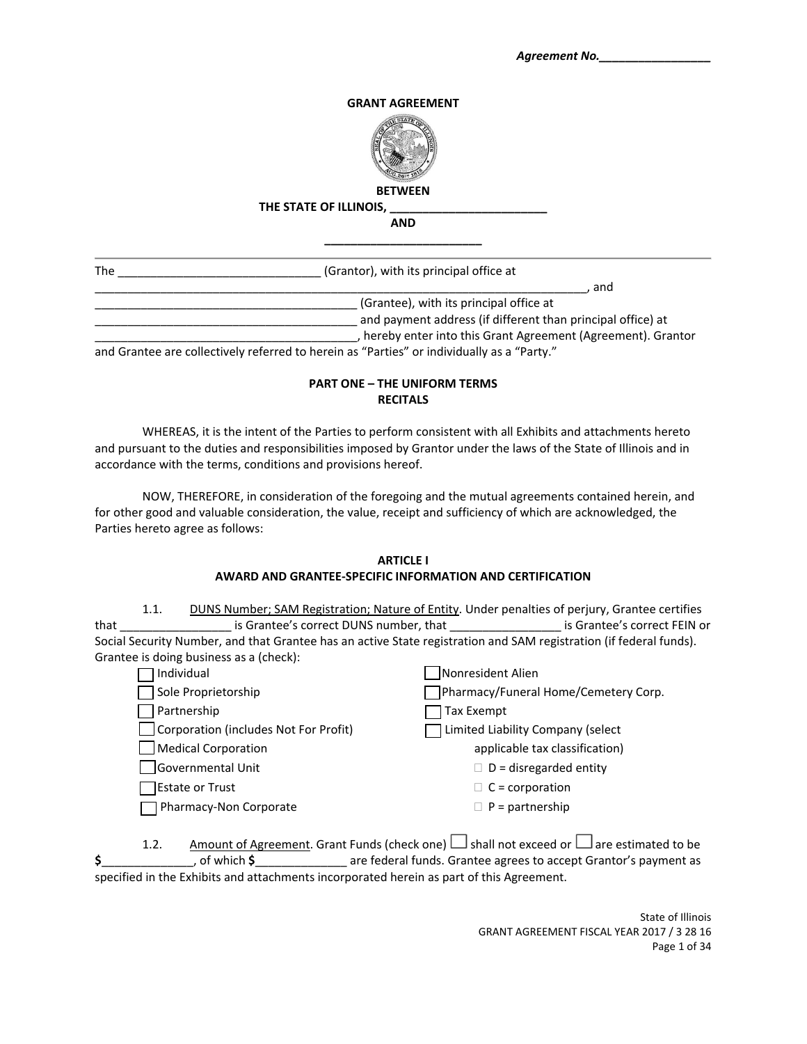*Agreement No.\_\_\_\_\_\_\_\_\_\_\_\_\_\_\_\_\_*

# GRANT AGREEMENT

**BETWEEN**
**THE STATE OF ILLINOIS, \_\_\_\_\_\_\_\_\_\_\_\_\_\_\_\_\_\_\_\_\_\_\_\_**
**AND**
**\_\_\_\_\_\_\_\_\_\_\_\_\_\_\_\_\_\_\_\_\_\_\_\_**

---

The \_\_\_\_\_\_\_\_\_\_\_\_\_\_\_\_\_\_\_\_\_\_\_\_\_\_\_\_\_\_\_ (Grantor), with its principal office at \_\_\_\_\_\_\_\_\_\_\_\_\_\_\_\_\_\_\_\_\_\_\_\_\_\_\_\_\_\_\_\_\_\_\_\_\_\_\_\_\_\_\_\_\_\_\_\_\_\_\_\_\_\_\_\_\_\_\_\_\_\_\_\_\_\_\_\_\_\_\_\_\_\_\_\_\_, and \_\_\_\_\_\_\_\_\_\_\_\_\_\_\_\_\_\_\_\_\_\_\_\_\_\_\_\_\_\_\_\_\_\_\_\_\_\_\_\_ (Grantee), with its principal office at \_\_\_\_\_\_\_\_\_\_\_\_\_\_\_\_\_\_\_\_\_\_\_\_\_\_\_\_\_\_\_\_\_\_\_\_\_\_\_\_ and payment address (if different than principal office) at \_\_\_\_\_\_\_\_\_\_\_\_\_\_\_\_\_\_\_\_\_\_\_\_\_\_\_\_\_\_\_\_\_\_\_\_\_\_\_\_, hereby enter into this Grant Agreement (Agreement). Grantor and Grantee are collectively referred to herein as "Parties" or individually as a "Party."

## PART ONE – THE UNIFORM TERMS
## RECITALS

WHEREAS, it is the intent of the Parties to perform consistent with all Exhibits and attachments hereto and pursuant to the duties and responsibilities imposed by Grantor under the laws of the State of Illinois and in accordance with the terms, conditions and provisions hereof.

NOW, THEREFORE, in consideration of the foregoing and the mutual agreements contained herein, and for other good and valuable consideration, the value, receipt and sufficiency of which are acknowledged, the Parties hereto agree as follows:

## ARTICLE I
## AWARD AND GRANTEE-SPECIFIC INFORMATION AND CERTIFICATION

1.1. <u>DUNS Number; SAM Registration; Nature of Entity</u>. Under penalties of perjury, Grantee certifies that \_\_\_\_\_\_\_\_\_\_\_\_\_\_\_\_\_ is Grantee's correct DUNS number, that \_\_\_\_\_\_\_\_\_\_\_\_\_\_\_\_\_ is Grantee's correct FEIN or Social Security Number, and that Grantee has an active State registration and SAM registration (if federal funds). Grantee is doing business as a (check):

- ☐ Individual
- ☐ Sole Proprietorship
- ☐ Partnership
- ☐ Corporation (includes Not For Profit)
- ☐ Medical Corporation
- ☐ Governmental Unit
- ☐ Estate or Trust
- ☐ Pharmacy-Non Corporate
- ☐ Nonresident Alien
- ☐ Pharmacy/Funeral Home/Cemetery Corp.
- ☐ Tax Exempt
- ☐ Limited Liability Company (select applicable tax classification)
  - ☐ D = disregarded entity
  - ☐ C = corporation
  - ☐ P = partnership

1.2. <u>Amount of Agreement</u>. Grant Funds (check one) ☐ shall not exceed or ☐ are estimated to be **$**\_\_\_\_\_\_\_\_\_\_\_\_\_\_, of which **$**\_\_\_\_\_\_\_\_\_\_\_\_\_\_ are federal funds. Grantee agrees to accept Grantor's payment as specified in the Exhibits and attachments incorporated herein as part of this Agreement.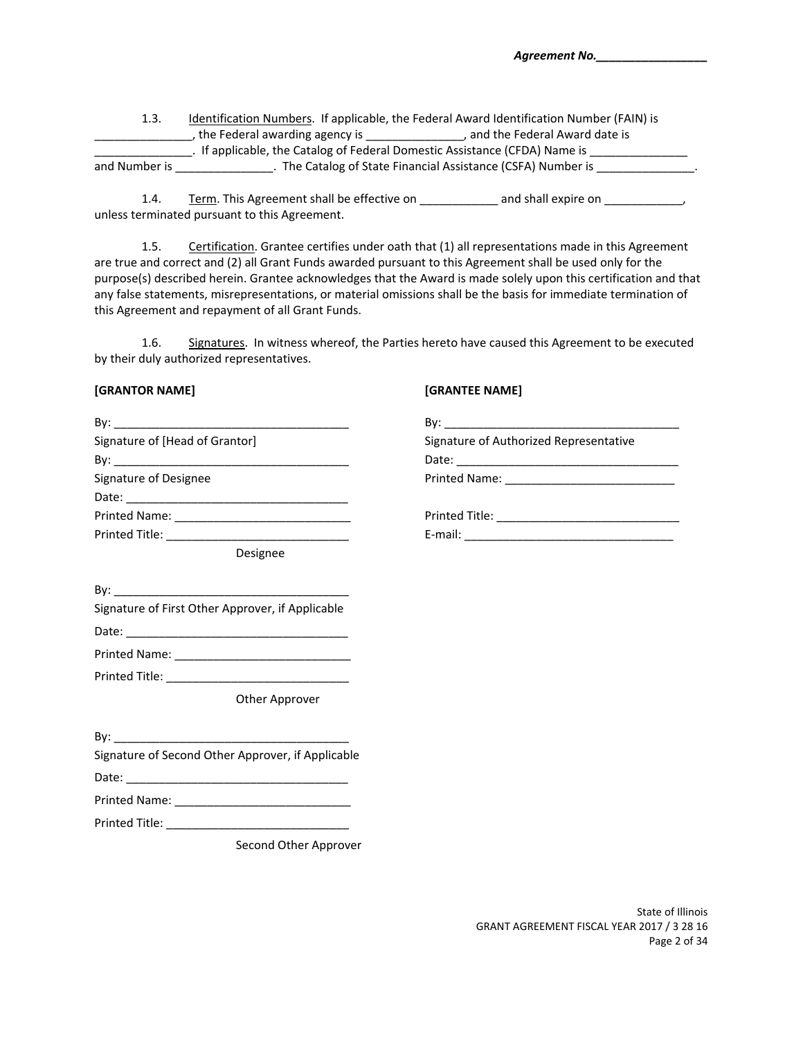**Agreement No.\_\_\_\_\_\_\_\_\_\_\_\_\_\_\_\_\_**

1.3. Identification Numbers. If applicable, the Federal Award Identification Number (FAIN) is _______________, the Federal awarding agency is _______________, and the Federal Award date is _______________. If applicable, the Catalog of Federal Domestic Assistance (CFDA) Name is _______________ and Number is _______________. The Catalog of State Financial Assistance (CSFA) Number is _______________.

1.4. Term. This Agreement shall be effective on ____________ and shall expire on ____________, unless terminated pursuant to this Agreement.

1.5. Certification. Grantee certifies under oath that (1) all representations made in this Agreement are true and correct and (2) all Grant Funds awarded pursuant to this Agreement shall be used only for the purpose(s) described herein. Grantee acknowledges that the Award is made solely upon this certification and that any false statements, misrepresentations, or material omissions shall be the basis for immediate termination of this Agreement and repayment of all Grant Funds.

1.6. Signatures. In witness whereof, the Parties hereto have caused this Agreement to be executed by their duly authorized representatives.

**[GRANTOR NAME]**

By: ____________________________________
Signature of [Head of Grantor]

By: ____________________________________
Signature of Designee

Date: __________________________________

Printed Name: ___________________________

Printed Title: ____________________________

Designee

By: ____________________________________
Signature of First Other Approver, if Applicable

Date: __________________________________

Printed Name: ___________________________

Printed Title: ____________________________

Other Approver

By: ____________________________________
Signature of Second Other Approver, if Applicable

Date: __________________________________

Printed Name: ___________________________

Printed Title: ____________________________

Second Other Approver

**[GRANTEE NAME]**

By: ____________________________________
Signature of Authorized Representative

Date: __________________________________

Printed Name: __________________________

Printed Title: ____________________________

E-mail: ________________________________

State of Illinois
GRANT AGREEMENT FISCAL YEAR 2017 / 3 28 16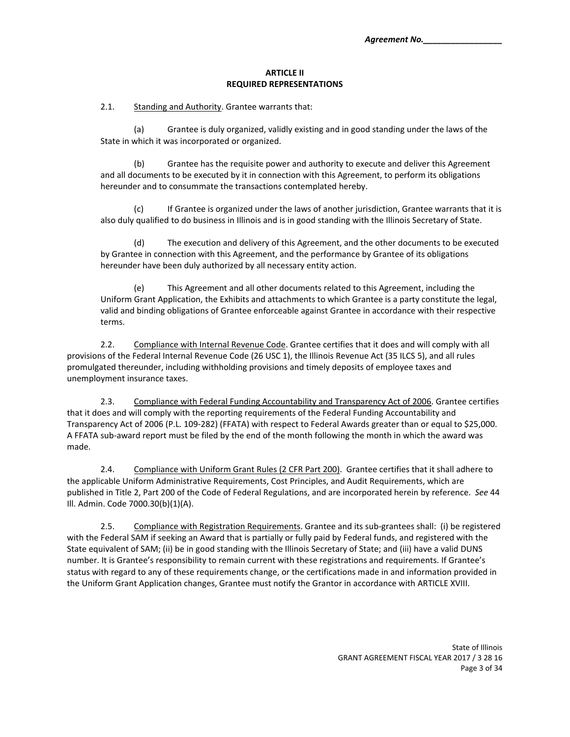## ARTICLE II
## REQUIRED REPRESENTATIONS

2.1. Standing and Authority. Grantee warrants that:

(a) Grantee is duly organized, validly existing and in good standing under the laws of the State in which it was incorporated or organized.

(b) Grantee has the requisite power and authority to execute and deliver this Agreement and all documents to be executed by it in connection with this Agreement, to perform its obligations hereunder and to consummate the transactions contemplated hereby.

(c) If Grantee is organized under the laws of another jurisdiction, Grantee warrants that it is also duly qualified to do business in Illinois and is in good standing with the Illinois Secretary of State.

(d) The execution and delivery of this Agreement, and the other documents to be executed by Grantee in connection with this Agreement, and the performance by Grantee of its obligations hereunder have been duly authorized by all necessary entity action.

(e) This Agreement and all other documents related to this Agreement, including the Uniform Grant Application, the Exhibits and attachments to which Grantee is a party constitute the legal, valid and binding obligations of Grantee enforceable against Grantee in accordance with their respective terms.

2.2. Compliance with Internal Revenue Code. Grantee certifies that it does and will comply with all provisions of the Federal Internal Revenue Code (26 USC 1), the Illinois Revenue Act (35 ILCS 5), and all rules promulgated thereunder, including withholding provisions and timely deposits of employee taxes and unemployment insurance taxes.

2.3. Compliance with Federal Funding Accountability and Transparency Act of 2006. Grantee certifies that it does and will comply with the reporting requirements of the Federal Funding Accountability and Transparency Act of 2006 (P.L. 109-282) (FFATA) with respect to Federal Awards greater than or equal to $25,000. A FFATA sub-award report must be filed by the end of the month following the month in which the award was made.

2.4. Compliance with Uniform Grant Rules (2 CFR Part 200). Grantee certifies that it shall adhere to the applicable Uniform Administrative Requirements, Cost Principles, and Audit Requirements, which are published in Title 2, Part 200 of the Code of Federal Regulations, and are incorporated herein by reference. *See* 44 Ill. Admin. Code 7000.30(b)(1)(A).

2.5. Compliance with Registration Requirements. Grantee and its sub-grantees shall: (i) be registered with the Federal SAM if seeking an Award that is partially or fully paid by Federal funds, and registered with the State equivalent of SAM; (ii) be in good standing with the Illinois Secretary of State; and (iii) have a valid DUNS number. It is Grantee's responsibility to remain current with these registrations and requirements. If Grantee's status with regard to any of these requirements change, or the certifications made in and information provided in the Uniform Grant Application changes, Grantee must notify the Grantor in accordance with ARTICLE XVIII.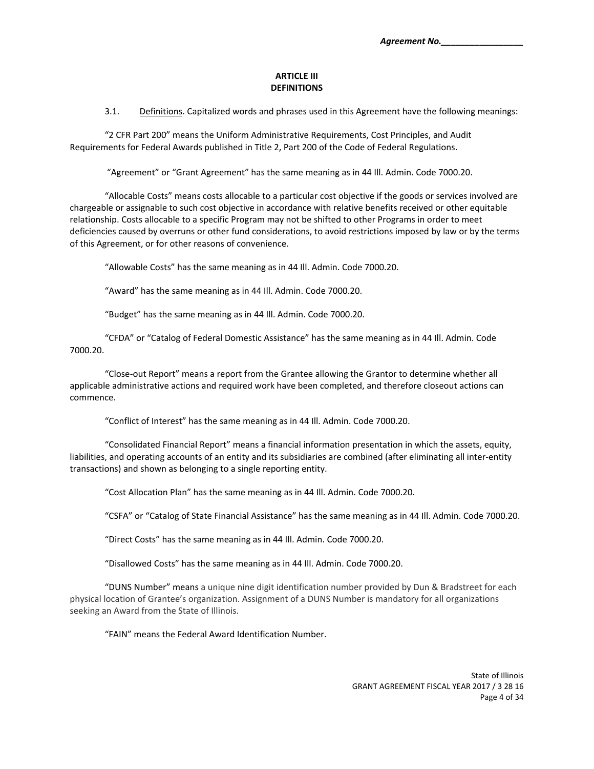Agreement No.________________

## ARTICLE III
## DEFINITIONS

3.1. Definitions. Capitalized words and phrases used in this Agreement have the following meanings:

"2 CFR Part 200" means the Uniform Administrative Requirements, Cost Principles, and Audit Requirements for Federal Awards published in Title 2, Part 200 of the Code of Federal Regulations.

"Agreement" or "Grant Agreement" has the same meaning as in 44 Ill. Admin. Code 7000.20.

"Allocable Costs" means costs allocable to a particular cost objective if the goods or services involved are chargeable or assignable to such cost objective in accordance with relative benefits received or other equitable relationship. Costs allocable to a specific Program may not be shifted to other Programs in order to meet deficiencies caused by overruns or other fund considerations, to avoid restrictions imposed by law or by the terms of this Agreement, or for other reasons of convenience.

"Allowable Costs" has the same meaning as in 44 Ill. Admin. Code 7000.20.

"Award" has the same meaning as in 44 Ill. Admin. Code 7000.20.

"Budget" has the same meaning as in 44 Ill. Admin. Code 7000.20.

"CFDA" or "Catalog of Federal Domestic Assistance" has the same meaning as in 44 Ill. Admin. Code 7000.20.

"Close-out Report" means a report from the Grantee allowing the Grantor to determine whether all applicable administrative actions and required work have been completed, and therefore closeout actions can commence.

"Conflict of Interest" has the same meaning as in 44 Ill. Admin. Code 7000.20.

"Consolidated Financial Report" means a financial information presentation in which the assets, equity, liabilities, and operating accounts of an entity and its subsidiaries are combined (after eliminating all inter-entity transactions) and shown as belonging to a single reporting entity.

"Cost Allocation Plan" has the same meaning as in 44 Ill. Admin. Code 7000.20.

"CSFA" or "Catalog of State Financial Assistance" has the same meaning as in 44 Ill. Admin. Code 7000.20.

"Direct Costs" has the same meaning as in 44 Ill. Admin. Code 7000.20.

"Disallowed Costs" has the same meaning as in 44 Ill. Admin. Code 7000.20.

"DUNS Number" means a unique nine digit identification number provided by Dun & Bradstreet for each physical location of Grantee's organization. Assignment of a DUNS Number is mandatory for all organizations seeking an Award from the State of Illinois.

"FAIN" means the Federal Award Identification Number.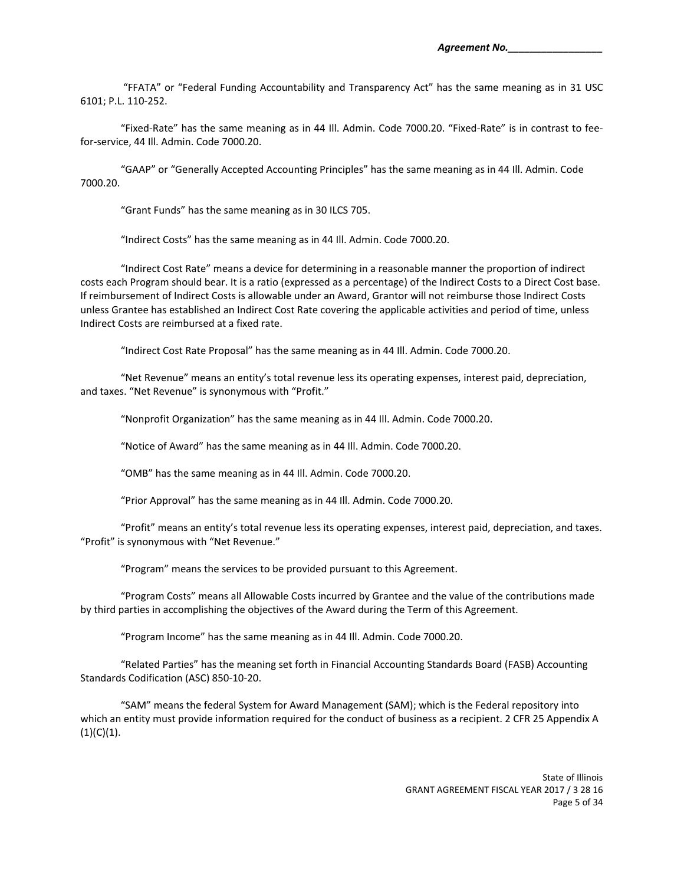"FFATA" or "Federal Funding Accountability and Transparency Act" has the same meaning as in 31 USC 6101; P.L. 110-252.

"Fixed-Rate" has the same meaning as in 44 Ill. Admin. Code 7000.20. "Fixed-Rate" is in contrast to fee-for-service, 44 Ill. Admin. Code 7000.20.

"GAAP" or "Generally Accepted Accounting Principles" has the same meaning as in 44 Ill. Admin. Code 7000.20.

"Grant Funds" has the same meaning as in 30 ILCS 705.

"Indirect Costs" has the same meaning as in 44 Ill. Admin. Code 7000.20.

"Indirect Cost Rate" means a device for determining in a reasonable manner the proportion of indirect costs each Program should bear. It is a ratio (expressed as a percentage) of the Indirect Costs to a Direct Cost base. If reimbursement of Indirect Costs is allowable under an Award, Grantor will not reimburse those Indirect Costs unless Grantee has established an Indirect Cost Rate covering the applicable activities and period of time, unless Indirect Costs are reimbursed at a fixed rate.

"Indirect Cost Rate Proposal" has the same meaning as in 44 Ill. Admin. Code 7000.20.

"Net Revenue" means an entity's total revenue less its operating expenses, interest paid, depreciation, and taxes. "Net Revenue" is synonymous with "Profit."

"Nonprofit Organization" has the same meaning as in 44 Ill. Admin. Code 7000.20.

"Notice of Award" has the same meaning as in 44 Ill. Admin. Code 7000.20.

"OMB" has the same meaning as in 44 Ill. Admin. Code 7000.20.

"Prior Approval" has the same meaning as in 44 Ill. Admin. Code 7000.20.

"Profit" means an entity's total revenue less its operating expenses, interest paid, depreciation, and taxes. "Profit" is synonymous with "Net Revenue."

"Program" means the services to be provided pursuant to this Agreement.

"Program Costs" means all Allowable Costs incurred by Grantee and the value of the contributions made by third parties in accomplishing the objectives of the Award during the Term of this Agreement.

"Program Income" has the same meaning as in 44 Ill. Admin. Code 7000.20.

"Related Parties" has the meaning set forth in Financial Accounting Standards Board (FASB) Accounting Standards Codification (ASC) 850-10-20.

"SAM" means the federal System for Award Management (SAM); which is the Federal repository into which an entity must provide information required for the conduct of business as a recipient. 2 CFR 25 Appendix A (1)(C)(1).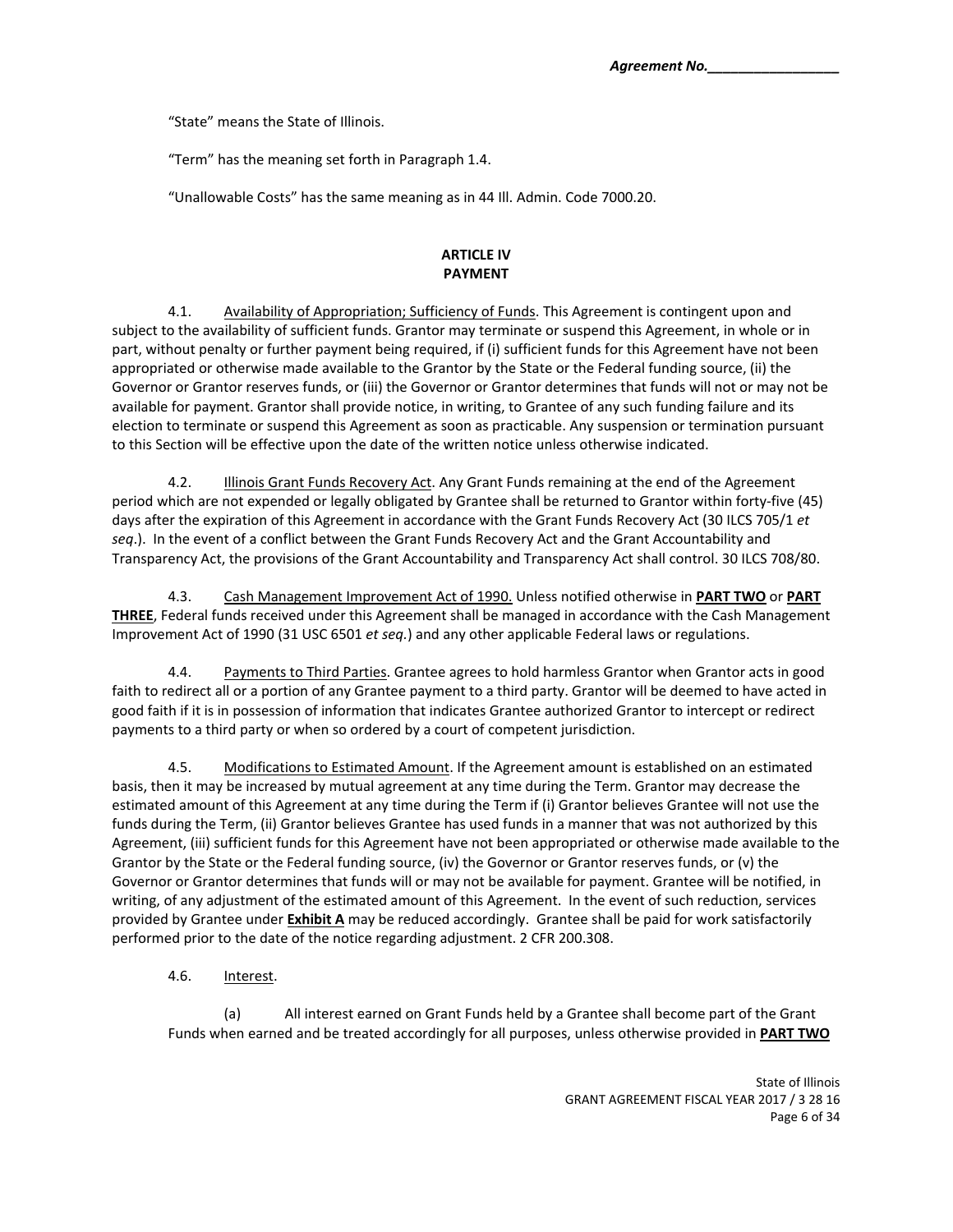"State" means the State of Illinois.

"Term" has the meaning set forth in Paragraph 1.4.

"Unallowable Costs" has the same meaning as in 44 Ill. Admin. Code 7000.20.

## ARTICLE IV
## PAYMENT

4.1. Availability of Appropriation; Sufficiency of Funds. This Agreement is contingent upon and subject to the availability of sufficient funds. Grantor may terminate or suspend this Agreement, in whole or in part, without penalty or further payment being required, if (i) sufficient funds for this Agreement have not been appropriated or otherwise made available to the Grantor by the State or the Federal funding source, (ii) the Governor or Grantor reserves funds, or (iii) the Governor or Grantor determines that funds will not or may not be available for payment. Grantor shall provide notice, in writing, to Grantee of any such funding failure and its election to terminate or suspend this Agreement as soon as practicable. Any suspension or termination pursuant to this Section will be effective upon the date of the written notice unless otherwise indicated.

4.2. Illinois Grant Funds Recovery Act. Any Grant Funds remaining at the end of the Agreement period which are not expended or legally obligated by Grantee shall be returned to Grantor within forty-five (45) days after the expiration of this Agreement in accordance with the Grant Funds Recovery Act (30 ILCS 705/1 *et seq*.). In the event of a conflict between the Grant Funds Recovery Act and the Grant Accountability and Transparency Act, the provisions of the Grant Accountability and Transparency Act shall control. 30 ILCS 708/80.

4.3. Cash Management Improvement Act of 1990. Unless notified otherwise in **PART TWO** or **PART THREE**, Federal funds received under this Agreement shall be managed in accordance with the Cash Management Improvement Act of 1990 (31 USC 6501 *et seq.*) and any other applicable Federal laws or regulations.

4.4. Payments to Third Parties. Grantee agrees to hold harmless Grantor when Grantor acts in good faith to redirect all or a portion of any Grantee payment to a third party. Grantor will be deemed to have acted in good faith if it is in possession of information that indicates Grantee authorized Grantor to intercept or redirect payments to a third party or when so ordered by a court of competent jurisdiction.

4.5. Modifications to Estimated Amount. If the Agreement amount is established on an estimated basis, then it may be increased by mutual agreement at any time during the Term. Grantor may decrease the estimated amount of this Agreement at any time during the Term if (i) Grantor believes Grantee will not use the funds during the Term, (ii) Grantor believes Grantee has used funds in a manner that was not authorized by this Agreement, (iii) sufficient funds for this Agreement have not been appropriated or otherwise made available to the Grantor by the State or the Federal funding source, (iv) the Governor or Grantor reserves funds, or (v) the Governor or Grantor determines that funds will or may not be available for payment. Grantee will be notified, in writing, of any adjustment of the estimated amount of this Agreement. In the event of such reduction, services provided by Grantee under **Exhibit A** may be reduced accordingly. Grantee shall be paid for work satisfactorily performed prior to the date of the notice regarding adjustment. 2 CFR 200.308.

4.6. Interest.

(a) All interest earned on Grant Funds held by a Grantee shall become part of the Grant Funds when earned and be treated accordingly for all purposes, unless otherwise provided in **PART TWO**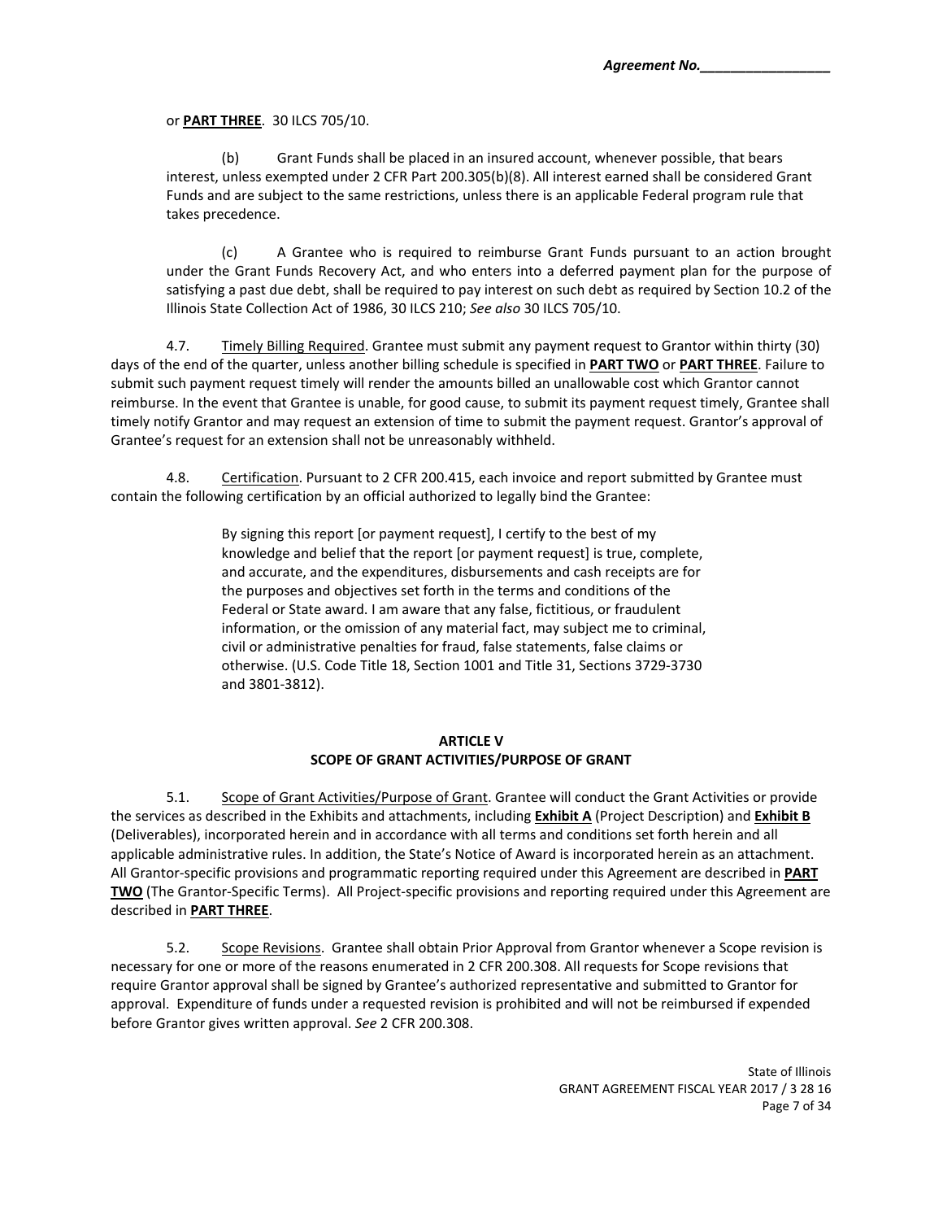or **PART THREE**. 30 ILCS 705/10.

(b) Grant Funds shall be placed in an insured account, whenever possible, that bears interest, unless exempted under 2 CFR Part 200.305(b)(8). All interest earned shall be considered Grant Funds and are subject to the same restrictions, unless there is an applicable Federal program rule that takes precedence.

(c) A Grantee who is required to reimburse Grant Funds pursuant to an action brought under the Grant Funds Recovery Act, and who enters into a deferred payment plan for the purpose of satisfying a past due debt, shall be required to pay interest on such debt as required by Section 10.2 of the Illinois State Collection Act of 1986, 30 ILCS 210; *See also* 30 ILCS 705/10.

4.7. Timely Billing Required. Grantee must submit any payment request to Grantor within thirty (30) days of the end of the quarter, unless another billing schedule is specified in **PART TWO** or **PART THREE**. Failure to submit such payment request timely will render the amounts billed an unallowable cost which Grantor cannot reimburse. In the event that Grantee is unable, for good cause, to submit its payment request timely, Grantee shall timely notify Grantor and may request an extension of time to submit the payment request. Grantor's approval of Grantee's request for an extension shall not be unreasonably withheld.

4.8. Certification. Pursuant to 2 CFR 200.415, each invoice and report submitted by Grantee must contain the following certification by an official authorized to legally bind the Grantee:

> By signing this report [or payment request], I certify to the best of my knowledge and belief that the report [or payment request] is true, complete, and accurate, and the expenditures, disbursements and cash receipts are for the purposes and objectives set forth in the terms and conditions of the Federal or State award. I am aware that any false, fictitious, or fraudulent information, or the omission of any material fact, may subject me to criminal, civil or administrative penalties for fraud, false statements, false claims or otherwise. (U.S. Code Title 18, Section 1001 and Title 31, Sections 3729-3730 and 3801-3812).

## ARTICLE V
## SCOPE OF GRANT ACTIVITIES/PURPOSE OF GRANT

5.1. Scope of Grant Activities/Purpose of Grant. Grantee will conduct the Grant Activities or provide the services as described in the Exhibits and attachments, including **Exhibit A** (Project Description) and **Exhibit B** (Deliverables), incorporated herein and in accordance with all terms and conditions set forth herein and all applicable administrative rules. In addition, the State's Notice of Award is incorporated herein as an attachment. All Grantor-specific provisions and programmatic reporting required under this Agreement are described in **PART TWO** (The Grantor-Specific Terms). All Project-specific provisions and reporting required under this Agreement are described in **PART THREE**.

5.2. Scope Revisions. Grantee shall obtain Prior Approval from Grantor whenever a Scope revision is necessary for one or more of the reasons enumerated in 2 CFR 200.308. All requests for Scope revisions that require Grantor approval shall be signed by Grantee's authorized representative and submitted to Grantor for approval. Expenditure of funds under a requested revision is prohibited and will not be reimbursed if expended before Grantor gives written approval. *See* 2 CFR 200.308.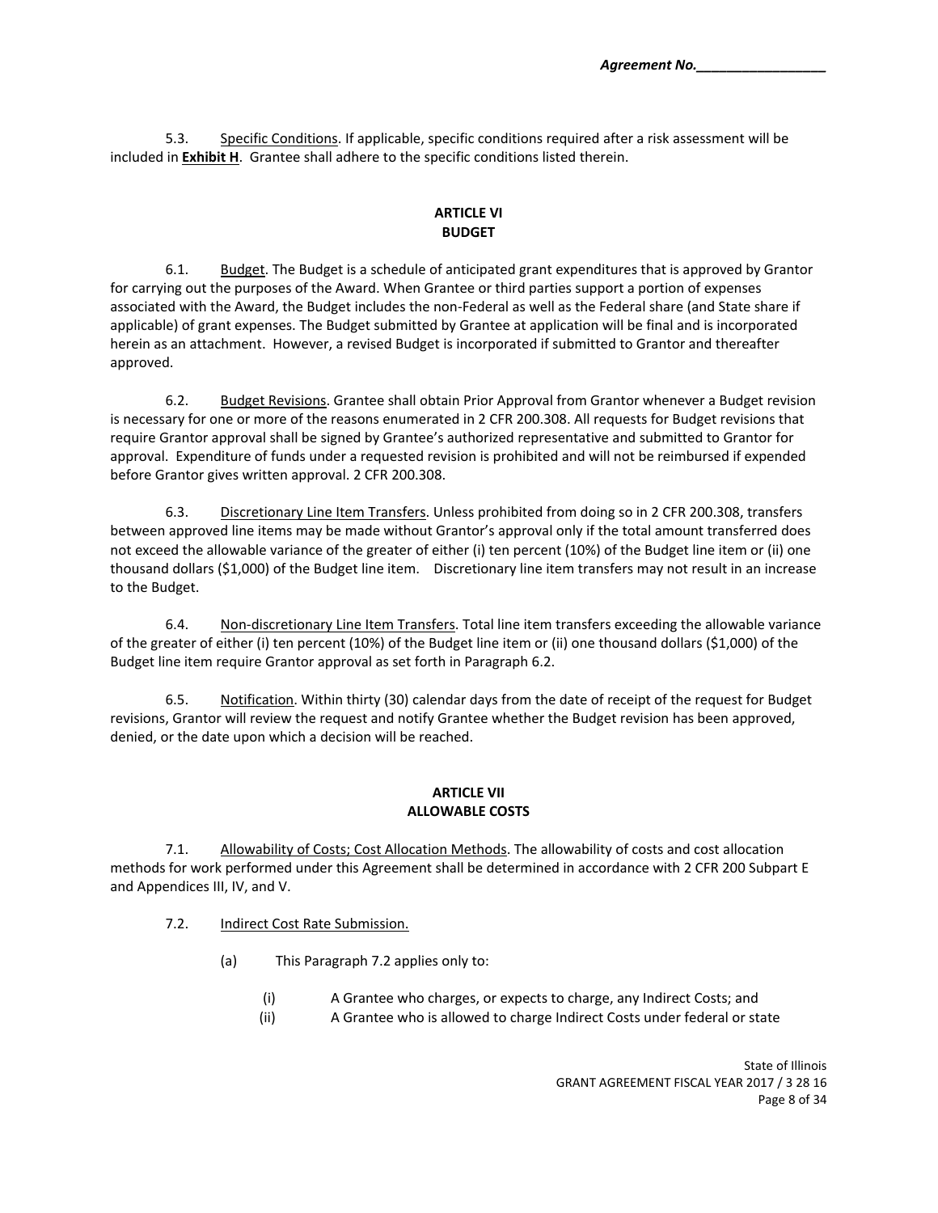5.3. Specific Conditions. If applicable, specific conditions required after a risk assessment will be included in **Exhibit H**. Grantee shall adhere to the specific conditions listed therein.

## ARTICLE VI
## BUDGET

6.1. Budget. The Budget is a schedule of anticipated grant expenditures that is approved by Grantor for carrying out the purposes of the Award. When Grantee or third parties support a portion of expenses associated with the Award, the Budget includes the non-Federal as well as the Federal share (and State share if applicable) of grant expenses. The Budget submitted by Grantee at application will be final and is incorporated herein as an attachment. However, a revised Budget is incorporated if submitted to Grantor and thereafter approved.

6.2. Budget Revisions. Grantee shall obtain Prior Approval from Grantor whenever a Budget revision is necessary for one or more of the reasons enumerated in 2 CFR 200.308. All requests for Budget revisions that require Grantor approval shall be signed by Grantee's authorized representative and submitted to Grantor for approval. Expenditure of funds under a requested revision is prohibited and will not be reimbursed if expended before Grantor gives written approval. 2 CFR 200.308.

6.3. Discretionary Line Item Transfers. Unless prohibited from doing so in 2 CFR 200.308, transfers between approved line items may be made without Grantor's approval only if the total amount transferred does not exceed the allowable variance of the greater of either (i) ten percent (10%) of the Budget line item or (ii) one thousand dollars ($1,000) of the Budget line item. Discretionary line item transfers may not result in an increase to the Budget.

6.4. Non-discretionary Line Item Transfers. Total line item transfers exceeding the allowable variance of the greater of either (i) ten percent (10%) of the Budget line item or (ii) one thousand dollars ($1,000) of the Budget line item require Grantor approval as set forth in Paragraph 6.2.

6.5. Notification. Within thirty (30) calendar days from the date of receipt of the request for Budget revisions, Grantor will review the request and notify Grantee whether the Budget revision has been approved, denied, or the date upon which a decision will be reached.

## ARTICLE VII
## ALLOWABLE COSTS

7.1. Allowability of Costs; Cost Allocation Methods. The allowability of costs and cost allocation methods for work performed under this Agreement shall be determined in accordance with 2 CFR 200 Subpart E and Appendices III, IV, and V.

7.2. Indirect Cost Rate Submission.

(a) This Paragraph 7.2 applies only to:

(i) A Grantee who charges, or expects to charge, any Indirect Costs; and

(ii) A Grantee who is allowed to charge Indirect Costs under federal or state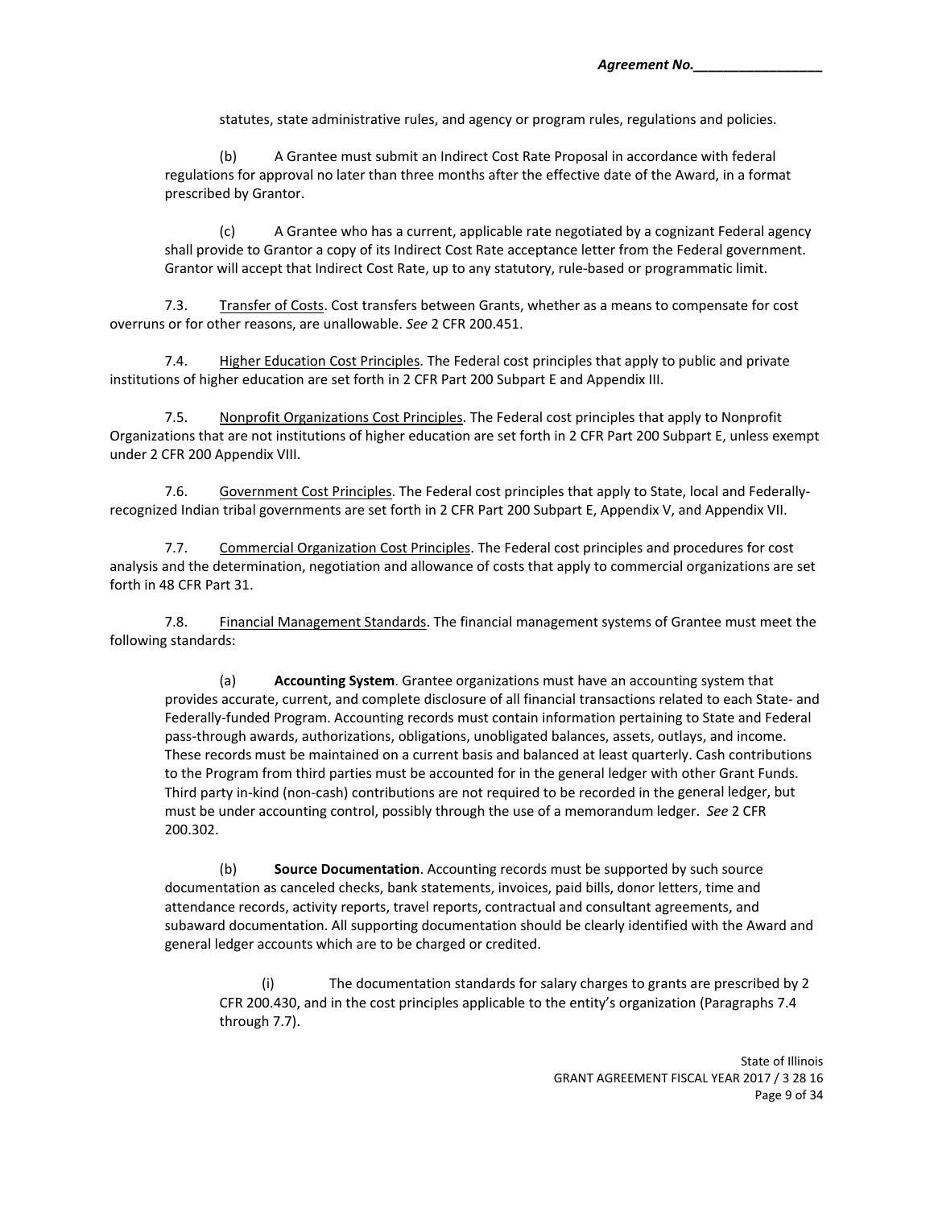statutes, state administrative rules, and agency or program rules, regulations and policies.

(b) A Grantee must submit an Indirect Cost Rate Proposal in accordance with federal regulations for approval no later than three months after the effective date of the Award, in a format prescribed by Grantor.

(c) A Grantee who has a current, applicable rate negotiated by a cognizant Federal agency shall provide to Grantor a copy of its Indirect Cost Rate acceptance letter from the Federal government. Grantor will accept that Indirect Cost Rate, up to any statutory, rule-based or programmatic limit.

7.3. Transfer of Costs. Cost transfers between Grants, whether as a means to compensate for cost overruns or for other reasons, are unallowable. *See* 2 CFR 200.451.

7.4. Higher Education Cost Principles. The Federal cost principles that apply to public and private institutions of higher education are set forth in 2 CFR Part 200 Subpart E and Appendix III.

7.5. Nonprofit Organizations Cost Principles. The Federal cost principles that apply to Nonprofit Organizations that are not institutions of higher education are set forth in 2 CFR Part 200 Subpart E, unless exempt under 2 CFR 200 Appendix VIII.

7.6. Government Cost Principles. The Federal cost principles that apply to State, local and Federally-recognized Indian tribal governments are set forth in 2 CFR Part 200 Subpart E, Appendix V, and Appendix VII.

7.7. Commercial Organization Cost Principles. The Federal cost principles and procedures for cost analysis and the determination, negotiation and allowance of costs that apply to commercial organizations are set forth in 48 CFR Part 31.

7.8. Financial Management Standards. The financial management systems of Grantee must meet the following standards:

(a) **Accounting System**. Grantee organizations must have an accounting system that provides accurate, current, and complete disclosure of all financial transactions related to each State- and Federally-funded Program. Accounting records must contain information pertaining to State and Federal pass-through awards, authorizations, obligations, unobligated balances, assets, outlays, and income. These records must be maintained on a current basis and balanced at least quarterly. Cash contributions to the Program from third parties must be accounted for in the general ledger with other Grant Funds. Third party in-kind (non-cash) contributions are not required to be recorded in the general ledger, but must be under accounting control, possibly through the use of a memorandum ledger. *See* 2 CFR 200.302.

(b) **Source Documentation**. Accounting records must be supported by such source documentation as canceled checks, bank statements, invoices, paid bills, donor letters, time and attendance records, activity reports, travel reports, contractual and consultant agreements, and subaward documentation. All supporting documentation should be clearly identified with the Award and general ledger accounts which are to be charged or credited.

(i) The documentation standards for salary charges to grants are prescribed by 2 CFR 200.430, and in the cost principles applicable to the entity's organization (Paragraphs 7.4 through 7.7).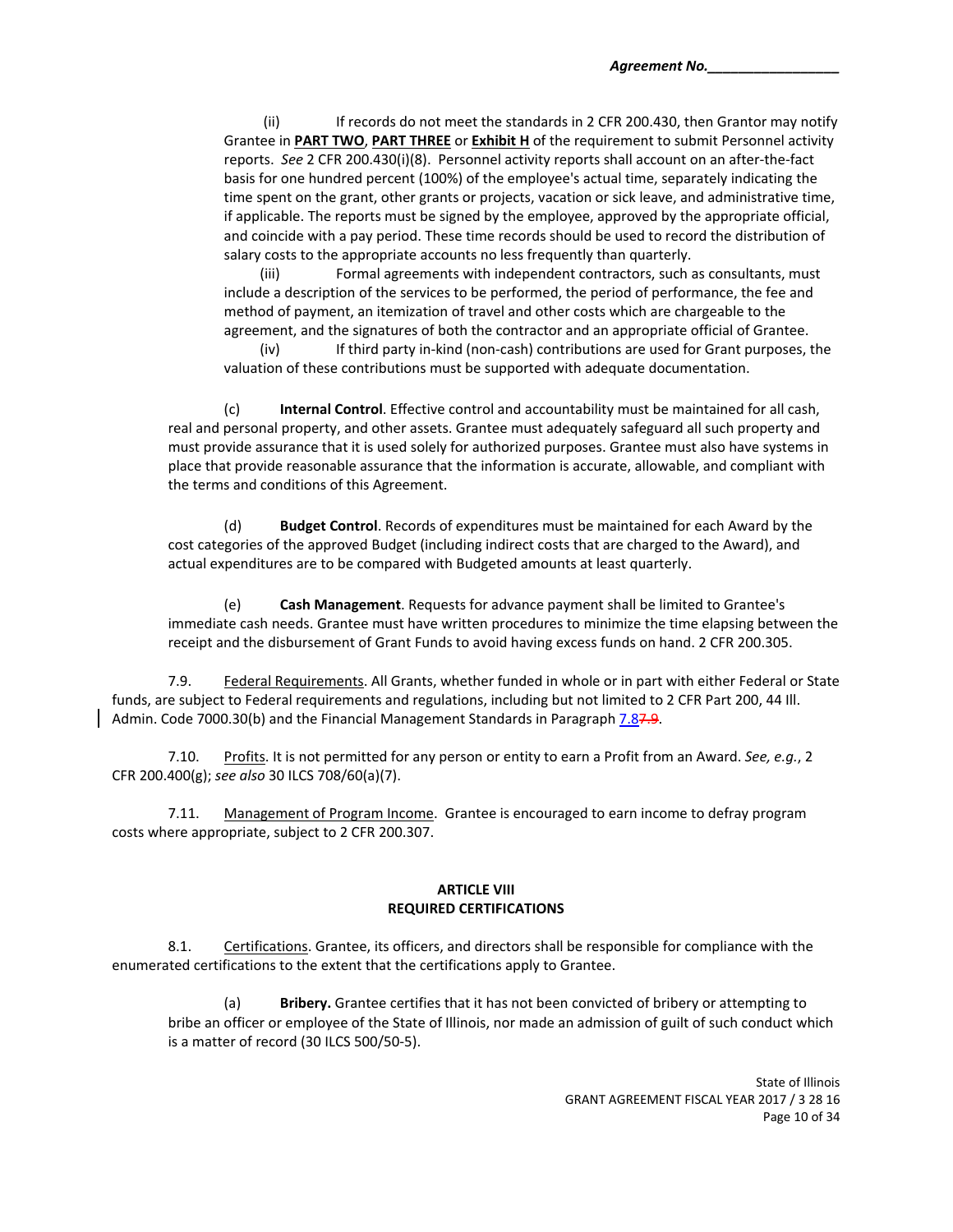(ii) If records do not meet the standards in 2 CFR 200.430, then Grantor may notify Grantee in **PART TWO**, **PART THREE** or **Exhibit H** of the requirement to submit Personnel activity reports. *See* 2 CFR 200.430(i)(8). Personnel activity reports shall account on an after-the-fact basis for one hundred percent (100%) of the employee's actual time, separately indicating the time spent on the grant, other grants or projects, vacation or sick leave, and administrative time, if applicable. The reports must be signed by the employee, approved by the appropriate official, and coincide with a pay period. These time records should be used to record the distribution of salary costs to the appropriate accounts no less frequently than quarterly.

(iii) Formal agreements with independent contractors, such as consultants, must include a description of the services to be performed, the period of performance, the fee and method of payment, an itemization of travel and other costs which are chargeable to the agreement, and the signatures of both the contractor and an appropriate official of Grantee.

(iv) If third party in-kind (non-cash) contributions are used for Grant purposes, the valuation of these contributions must be supported with adequate documentation.

(c) **Internal Control**. Effective control and accountability must be maintained for all cash, real and personal property, and other assets. Grantee must adequately safeguard all such property and must provide assurance that it is used solely for authorized purposes. Grantee must also have systems in place that provide reasonable assurance that the information is accurate, allowable, and compliant with the terms and conditions of this Agreement.

(d) **Budget Control**. Records of expenditures must be maintained for each Award by the cost categories of the approved Budget (including indirect costs that are charged to the Award), and actual expenditures are to be compared with Budgeted amounts at least quarterly.

(e) **Cash Management**. Requests for advance payment shall be limited to Grantee's immediate cash needs. Grantee must have written procedures to minimize the time elapsing between the receipt and the disbursement of Grant Funds to avoid having excess funds on hand. 2 CFR 200.305.

7.9. Federal Requirements. All Grants, whether funded in whole or in part with either Federal or State funds, are subject to Federal requirements and regulations, including but not limited to 2 CFR Part 200, 44 Ill. Admin. Code 7000.30(b) and the Financial Management Standards in Paragraph 7.8~~7.9~~.

7.10. Profits. It is not permitted for any person or entity to earn a Profit from an Award. *See, e.g.*, 2 CFR 200.400(g); *see also* 30 ILCS 708/60(a)(7).

7.11. Management of Program Income. Grantee is encouraged to earn income to defray program costs where appropriate, subject to 2 CFR 200.307.

## ARTICLE VIII
## REQUIRED CERTIFICATIONS

8.1. Certifications. Grantee, its officers, and directors shall be responsible for compliance with the enumerated certifications to the extent that the certifications apply to Grantee.

(a) **Bribery.** Grantee certifies that it has not been convicted of bribery or attempting to bribe an officer or employee of the State of Illinois, nor made an admission of guilt of such conduct which is a matter of record (30 ILCS 500/50-5).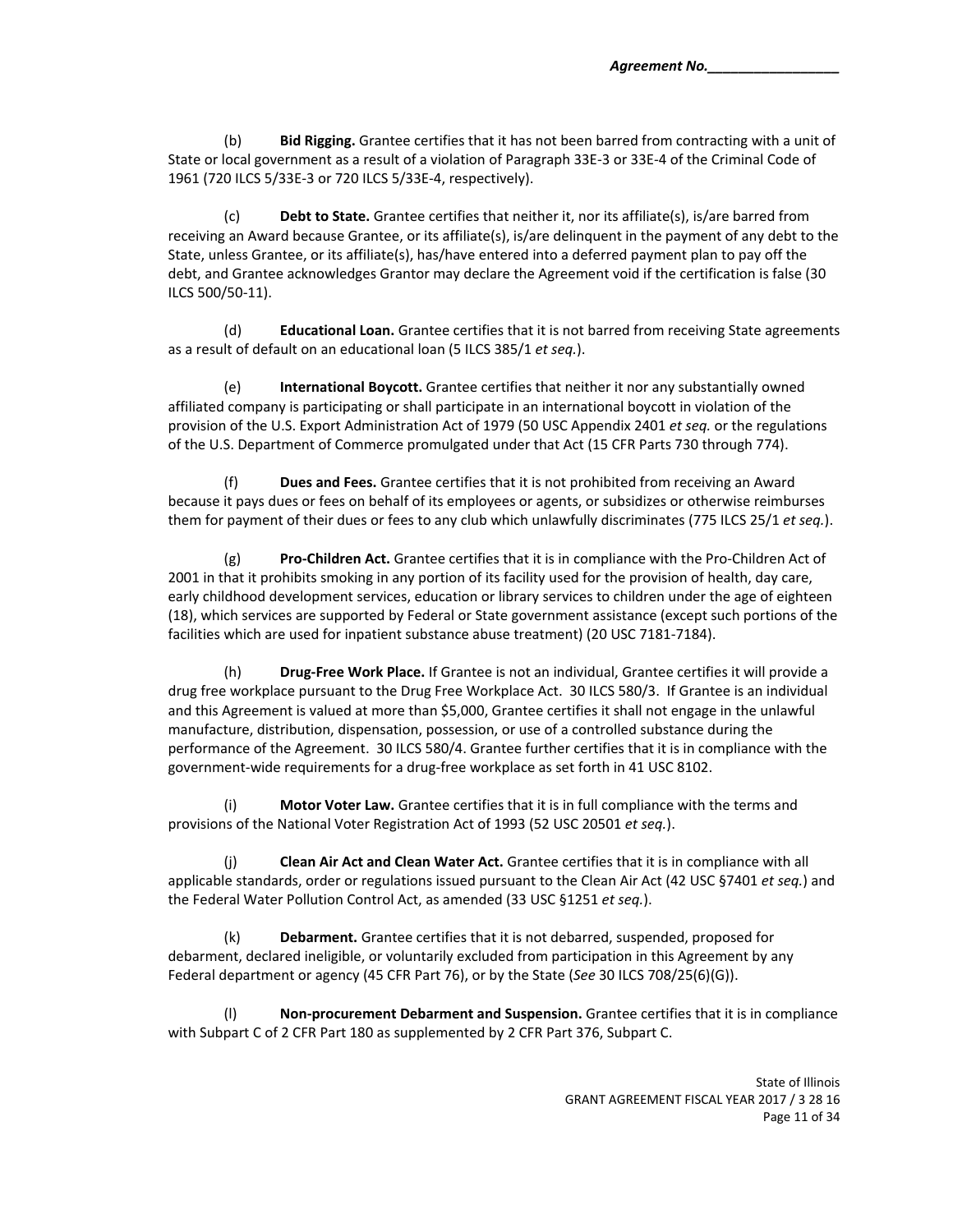(b) **Bid Rigging.** Grantee certifies that it has not been barred from contracting with a unit of State or local government as a result of a violation of Paragraph 33E-3 or 33E-4 of the Criminal Code of 1961 (720 ILCS 5/33E-3 or 720 ILCS 5/33E-4, respectively).

(c) **Debt to State.** Grantee certifies that neither it, nor its affiliate(s), is/are barred from receiving an Award because Grantee, or its affiliate(s), is/are delinquent in the payment of any debt to the State, unless Grantee, or its affiliate(s), has/have entered into a deferred payment plan to pay off the debt, and Grantee acknowledges Grantor may declare the Agreement void if the certification is false (30 ILCS 500/50-11).

(d) **Educational Loan.** Grantee certifies that it is not barred from receiving State agreements as a result of default on an educational loan (5 ILCS 385/1 *et seq.*).

(e) **International Boycott.** Grantee certifies that neither it nor any substantially owned affiliated company is participating or shall participate in an international boycott in violation of the provision of the U.S. Export Administration Act of 1979 (50 USC Appendix 2401 *et seq.* or the regulations of the U.S. Department of Commerce promulgated under that Act (15 CFR Parts 730 through 774).

(f) **Dues and Fees.** Grantee certifies that it is not prohibited from receiving an Award because it pays dues or fees on behalf of its employees or agents, or subsidizes or otherwise reimburses them for payment of their dues or fees to any club which unlawfully discriminates (775 ILCS 25/1 *et seq.*).

(g) **Pro-Children Act.** Grantee certifies that it is in compliance with the Pro-Children Act of 2001 in that it prohibits smoking in any portion of its facility used for the provision of health, day care, early childhood development services, education or library services to children under the age of eighteen (18), which services are supported by Federal or State government assistance (except such portions of the facilities which are used for inpatient substance abuse treatment) (20 USC 7181-7184).

(h) **Drug-Free Work Place.** If Grantee is not an individual, Grantee certifies it will provide a drug free workplace pursuant to the Drug Free Workplace Act. 30 ILCS 580/3. If Grantee is an individual and this Agreement is valued at more than $5,000, Grantee certifies it shall not engage in the unlawful manufacture, distribution, dispensation, possession, or use of a controlled substance during the performance of the Agreement. 30 ILCS 580/4. Grantee further certifies that it is in compliance with the government-wide requirements for a drug-free workplace as set forth in 41 USC 8102.

(i) **Motor Voter Law.** Grantee certifies that it is in full compliance with the terms and provisions of the National Voter Registration Act of 1993 (52 USC 20501 *et seq.*).

(j) **Clean Air Act and Clean Water Act.** Grantee certifies that it is in compliance with all applicable standards, order or regulations issued pursuant to the Clean Air Act (42 USC §7401 *et seq.*) and the Federal Water Pollution Control Act, as amended (33 USC §1251 *et seq.*).

(k) **Debarment.** Grantee certifies that it is not debarred, suspended, proposed for debarment, declared ineligible, or voluntarily excluded from participation in this Agreement by any Federal department or agency (45 CFR Part 76), or by the State (*See* 30 ILCS 708/25(6)(G)).

(l) **Non-procurement Debarment and Suspension.** Grantee certifies that it is in compliance with Subpart C of 2 CFR Part 180 as supplemented by 2 CFR Part 376, Subpart C.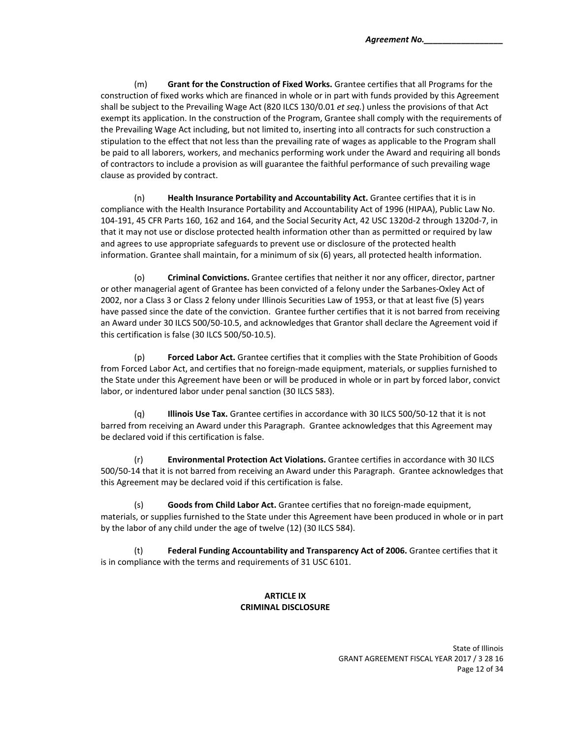(m) **Grant for the Construction of Fixed Works.** Grantee certifies that all Programs for the construction of fixed works which are financed in whole or in part with funds provided by this Agreement shall be subject to the Prevailing Wage Act (820 ILCS 130/0.01 *et seq.*) unless the provisions of that Act exempt its application. In the construction of the Program, Grantee shall comply with the requirements of the Prevailing Wage Act including, but not limited to, inserting into all contracts for such construction a stipulation to the effect that not less than the prevailing rate of wages as applicable to the Program shall be paid to all laborers, workers, and mechanics performing work under the Award and requiring all bonds of contractors to include a provision as will guarantee the faithful performance of such prevailing wage clause as provided by contract.

(n) **Health Insurance Portability and Accountability Act.** Grantee certifies that it is in compliance with the Health Insurance Portability and Accountability Act of 1996 (HIPAA), Public Law No. 104-191, 45 CFR Parts 160, 162 and 164, and the Social Security Act, 42 USC 1320d-2 through 1320d-7, in that it may not use or disclose protected health information other than as permitted or required by law and agrees to use appropriate safeguards to prevent use or disclosure of the protected health information. Grantee shall maintain, for a minimum of six (6) years, all protected health information.

(o) **Criminal Convictions.** Grantee certifies that neither it nor any officer, director, partner or other managerial agent of Grantee has been convicted of a felony under the Sarbanes-Oxley Act of 2002, nor a Class 3 or Class 2 felony under Illinois Securities Law of 1953, or that at least five (5) years have passed since the date of the conviction. Grantee further certifies that it is not barred from receiving an Award under 30 ILCS 500/50-10.5, and acknowledges that Grantor shall declare the Agreement void if this certification is false (30 ILCS 500/50-10.5).

(p) **Forced Labor Act.** Grantee certifies that it complies with the State Prohibition of Goods from Forced Labor Act, and certifies that no foreign-made equipment, materials, or supplies furnished to the State under this Agreement have been or will be produced in whole or in part by forced labor, convict labor, or indentured labor under penal sanction (30 ILCS 583).

(q) **Illinois Use Tax.** Grantee certifies in accordance with 30 ILCS 500/50-12 that it is not barred from receiving an Award under this Paragraph. Grantee acknowledges that this Agreement may be declared void if this certification is false.

(r) **Environmental Protection Act Violations.** Grantee certifies in accordance with 30 ILCS 500/50-14 that it is not barred from receiving an Award under this Paragraph. Grantee acknowledges that this Agreement may be declared void if this certification is false.

(s) **Goods from Child Labor Act.** Grantee certifies that no foreign-made equipment, materials, or supplies furnished to the State under this Agreement have been produced in whole or in part by the labor of any child under the age of twelve (12) (30 ILCS 584).

(t) **Federal Funding Accountability and Transparency Act of 2006.** Grantee certifies that it is in compliance with the terms and requirements of 31 USC 6101.

## ARTICLE IX
## CRIMINAL DISCLOSURE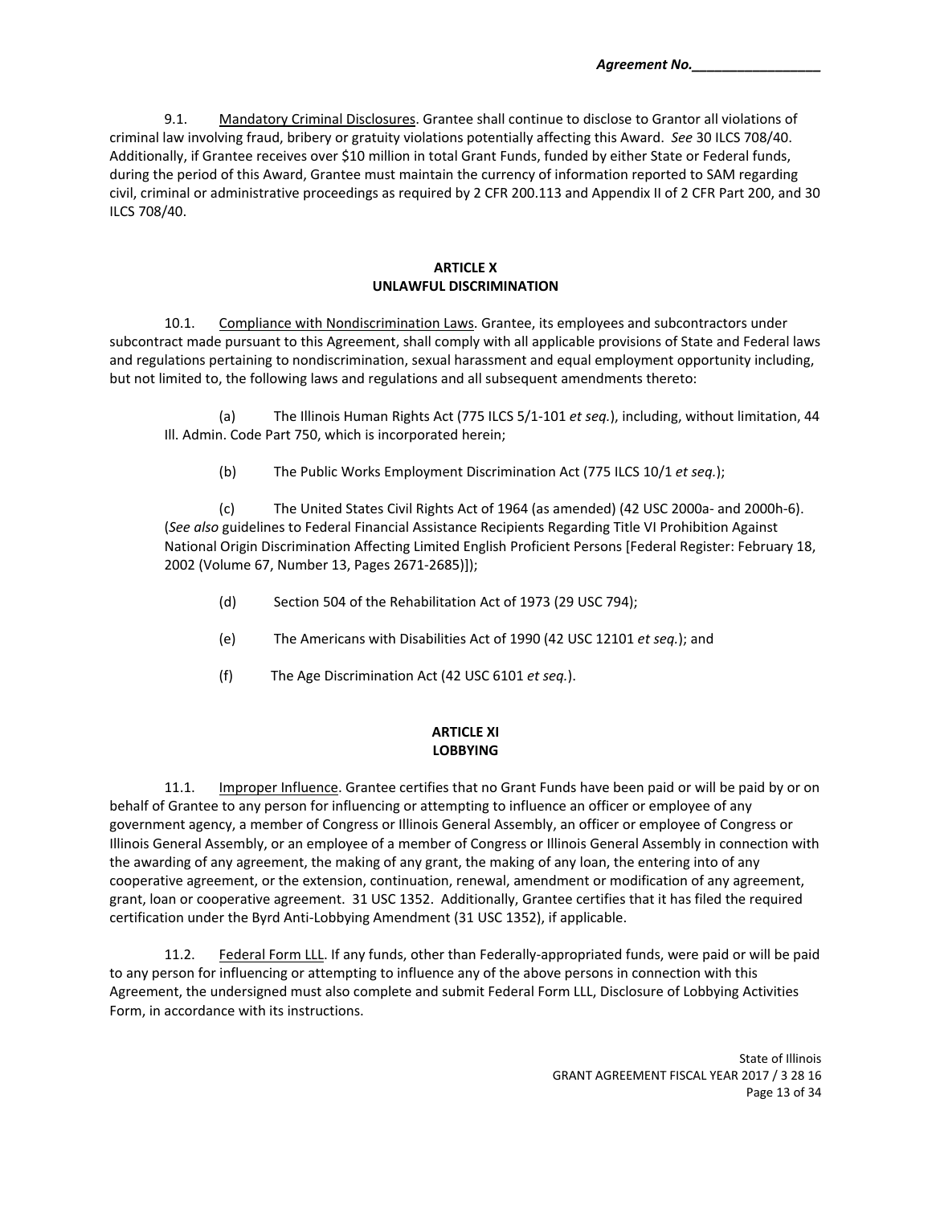9.1. Mandatory Criminal Disclosures. Grantee shall continue to disclose to Grantor all violations of criminal law involving fraud, bribery or gratuity violations potentially affecting this Award. *See* 30 ILCS 708/40. Additionally, if Grantee receives over $10 million in total Grant Funds, funded by either State or Federal funds, during the period of this Award, Grantee must maintain the currency of information reported to SAM regarding civil, criminal or administrative proceedings as required by 2 CFR 200.113 and Appendix II of 2 CFR Part 200, and 30 ILCS 708/40.

## ARTICLE X
## UNLAWFUL DISCRIMINATION

10.1. Compliance with Nondiscrimination Laws. Grantee, its employees and subcontractors under subcontract made pursuant to this Agreement, shall comply with all applicable provisions of State and Federal laws and regulations pertaining to nondiscrimination, sexual harassment and equal employment opportunity including, but not limited to, the following laws and regulations and all subsequent amendments thereto:

(a) The Illinois Human Rights Act (775 ILCS 5/1-101 *et seq.*), including, without limitation, 44 Ill. Admin. Code Part 750, which is incorporated herein;

(b) The Public Works Employment Discrimination Act (775 ILCS 10/1 *et seq.*);

(c) The United States Civil Rights Act of 1964 (as amended) (42 USC 2000a- and 2000h-6). (*See also* guidelines to Federal Financial Assistance Recipients Regarding Title VI Prohibition Against National Origin Discrimination Affecting Limited English Proficient Persons [Federal Register: February 18, 2002 (Volume 67, Number 13, Pages 2671-2685)]);

(d) Section 504 of the Rehabilitation Act of 1973 (29 USC 794);

(e) The Americans with Disabilities Act of 1990 (42 USC 12101 *et seq.*); and

(f) The Age Discrimination Act (42 USC 6101 *et seq.*).

## ARTICLE XI
## LOBBYING

11.1. Improper Influence. Grantee certifies that no Grant Funds have been paid or will be paid by or on behalf of Grantee to any person for influencing or attempting to influence an officer or employee of any government agency, a member of Congress or Illinois General Assembly, an officer or employee of Congress or Illinois General Assembly, or an employee of a member of Congress or Illinois General Assembly in connection with the awarding of any agreement, the making of any grant, the making of any loan, the entering into of any cooperative agreement, or the extension, continuation, renewal, amendment or modification of any agreement, grant, loan or cooperative agreement. 31 USC 1352. Additionally, Grantee certifies that it has filed the required certification under the Byrd Anti-Lobbying Amendment (31 USC 1352), if applicable.

11.2. Federal Form LLL. If any funds, other than Federally-appropriated funds, were paid or will be paid to any person for influencing or attempting to influence any of the above persons in connection with this Agreement, the undersigned must also complete and submit Federal Form LLL, Disclosure of Lobbying Activities Form, in accordance with its instructions.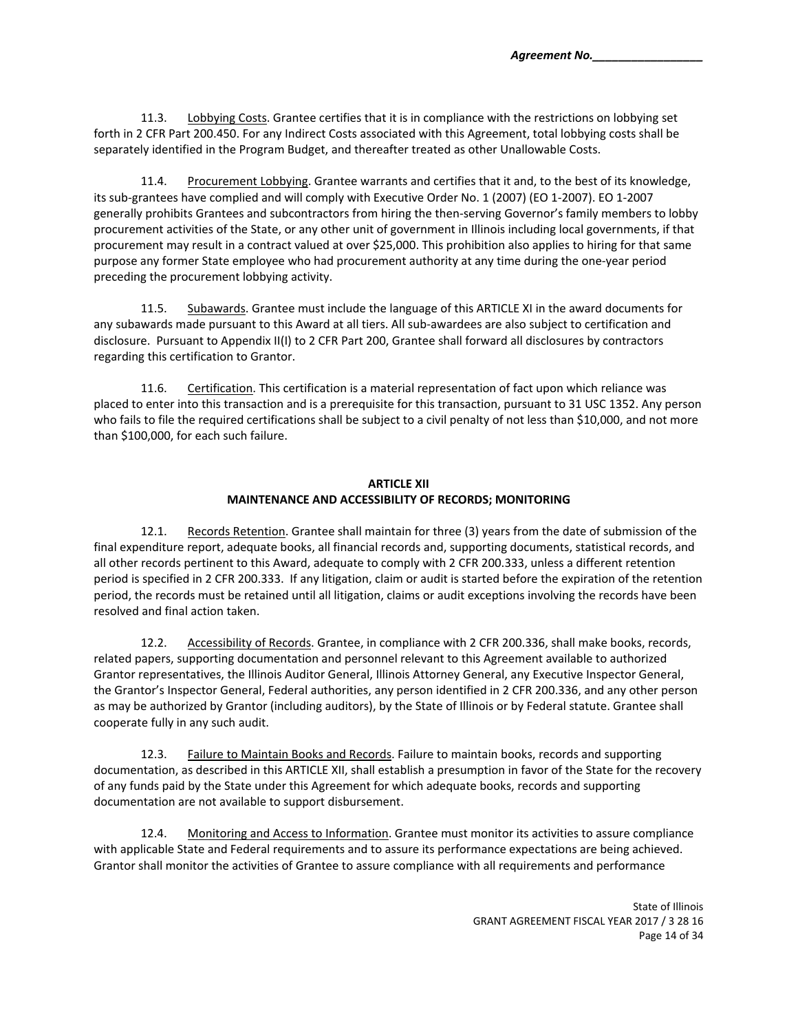11.3. Lobbying Costs. Grantee certifies that it is in compliance with the restrictions on lobbying set forth in 2 CFR Part 200.450. For any Indirect Costs associated with this Agreement, total lobbying costs shall be separately identified in the Program Budget, and thereafter treated as other Unallowable Costs.

11.4. Procurement Lobbying. Grantee warrants and certifies that it and, to the best of its knowledge, its sub-grantees have complied and will comply with Executive Order No. 1 (2007) (EO 1-2007). EO 1-2007 generally prohibits Grantees and subcontractors from hiring the then-serving Governor's family members to lobby procurement activities of the State, or any other unit of government in Illinois including local governments, if that procurement may result in a contract valued at over $25,000. This prohibition also applies to hiring for that same purpose any former State employee who had procurement authority at any time during the one-year period preceding the procurement lobbying activity.

11.5. Subawards. Grantee must include the language of this ARTICLE XI in the award documents for any subawards made pursuant to this Award at all tiers. All sub-awardees are also subject to certification and disclosure. Pursuant to Appendix II(I) to 2 CFR Part 200, Grantee shall forward all disclosures by contractors regarding this certification to Grantor.

11.6. Certification. This certification is a material representation of fact upon which reliance was placed to enter into this transaction and is a prerequisite for this transaction, pursuant to 31 USC 1352. Any person who fails to file the required certifications shall be subject to a civil penalty of not less than $10,000, and not more than $100,000, for each such failure.

## ARTICLE XII
## MAINTENANCE AND ACCESSIBILITY OF RECORDS; MONITORING

12.1. Records Retention. Grantee shall maintain for three (3) years from the date of submission of the final expenditure report, adequate books, all financial records and, supporting documents, statistical records, and all other records pertinent to this Award, adequate to comply with 2 CFR 200.333, unless a different retention period is specified in 2 CFR 200.333. If any litigation, claim or audit is started before the expiration of the retention period, the records must be retained until all litigation, claims or audit exceptions involving the records have been resolved and final action taken.

12.2. Accessibility of Records. Grantee, in compliance with 2 CFR 200.336, shall make books, records, related papers, supporting documentation and personnel relevant to this Agreement available to authorized Grantor representatives, the Illinois Auditor General, Illinois Attorney General, any Executive Inspector General, the Grantor's Inspector General, Federal authorities, any person identified in 2 CFR 200.336, and any other person as may be authorized by Grantor (including auditors), by the State of Illinois or by Federal statute. Grantee shall cooperate fully in any such audit.

12.3. Failure to Maintain Books and Records. Failure to maintain books, records and supporting documentation, as described in this ARTICLE XII, shall establish a presumption in favor of the State for the recovery of any funds paid by the State under this Agreement for which adequate books, records and supporting documentation are not available to support disbursement.

12.4. Monitoring and Access to Information. Grantee must monitor its activities to assure compliance with applicable State and Federal requirements and to assure its performance expectations are being achieved. Grantor shall monitor the activities of Grantee to assure compliance with all requirements and performance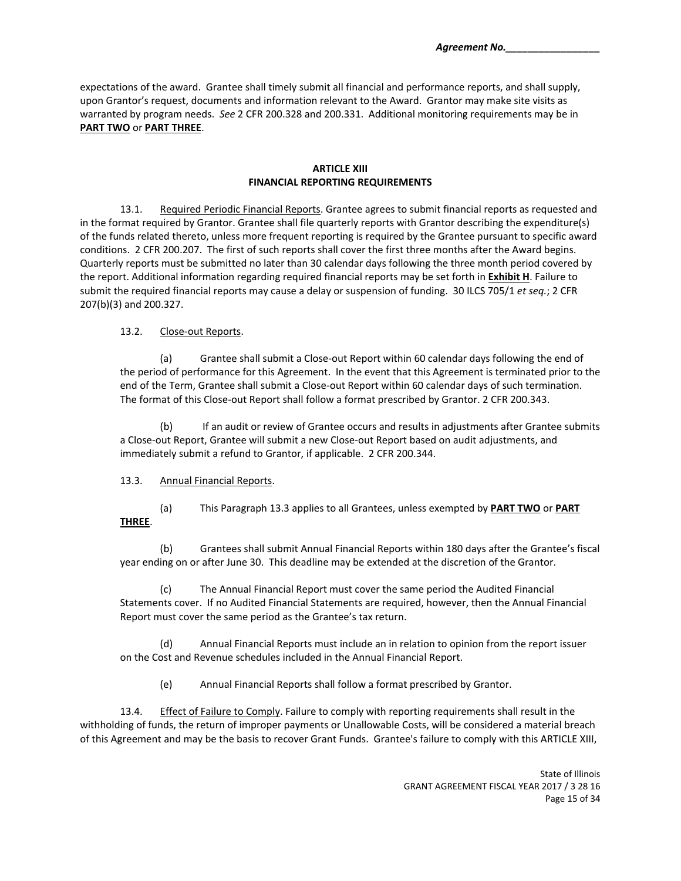expectations of the award. Grantee shall timely submit all financial and performance reports, and shall supply, upon Grantor's request, documents and information relevant to the Award. Grantor may make site visits as warranted by program needs. *See* 2 CFR 200.328 and 200.331. Additional monitoring requirements may be in **PART TWO** or **PART THREE**.

## ARTICLE XIII
## FINANCIAL REPORTING REQUIREMENTS

13.1. Required Periodic Financial Reports. Grantee agrees to submit financial reports as requested and in the format required by Grantor. Grantee shall file quarterly reports with Grantor describing the expenditure(s) of the funds related thereto, unless more frequent reporting is required by the Grantee pursuant to specific award conditions. 2 CFR 200.207. The first of such reports shall cover the first three months after the Award begins. Quarterly reports must be submitted no later than 30 calendar days following the three month period covered by the report. Additional information regarding required financial reports may be set forth in **Exhibit H**. Failure to submit the required financial reports may cause a delay or suspension of funding. 30 ILCS 705/1 *et seq.*; 2 CFR 207(b)(3) and 200.327.

13.2. Close-out Reports.

(a) Grantee shall submit a Close-out Report within 60 calendar days following the end of the period of performance for this Agreement. In the event that this Agreement is terminated prior to the end of the Term, Grantee shall submit a Close-out Report within 60 calendar days of such termination. The format of this Close-out Report shall follow a format prescribed by Grantor. 2 CFR 200.343.

(b) If an audit or review of Grantee occurs and results in adjustments after Grantee submits a Close-out Report, Grantee will submit a new Close-out Report based on audit adjustments, and immediately submit a refund to Grantor, if applicable. 2 CFR 200.344.

13.3. Annual Financial Reports.

(a) This Paragraph 13.3 applies to all Grantees, unless exempted by **PART TWO** or **PART THREE**.

(b) Grantees shall submit Annual Financial Reports within 180 days after the Grantee's fiscal year ending on or after June 30. This deadline may be extended at the discretion of the Grantor.

(c) The Annual Financial Report must cover the same period the Audited Financial Statements cover. If no Audited Financial Statements are required, however, then the Annual Financial Report must cover the same period as the Grantee's tax return.

(d) Annual Financial Reports must include an in relation to opinion from the report issuer on the Cost and Revenue schedules included in the Annual Financial Report.

(e) Annual Financial Reports shall follow a format prescribed by Grantor.

13.4. Effect of Failure to Comply. Failure to comply with reporting requirements shall result in the withholding of funds, the return of improper payments or Unallowable Costs, will be considered a material breach of this Agreement and may be the basis to recover Grant Funds. Grantee's failure to comply with this ARTICLE XIII,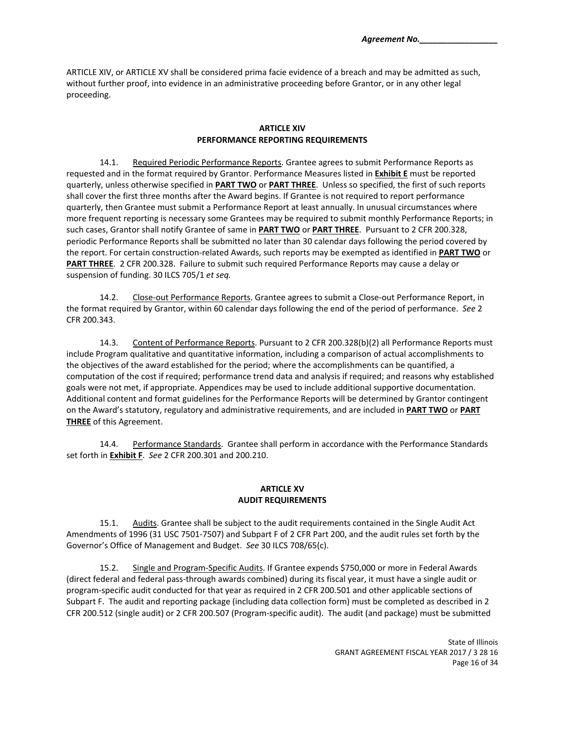ARTICLE XIV, or ARTICLE XV shall be considered prima facie evidence of a breach and may be admitted as such, without further proof, into evidence in an administrative proceeding before Grantor, or in any other legal proceeding.

## ARTICLE XIV
## PERFORMANCE REPORTING REQUIREMENTS

14.1. Required Periodic Performance Reports. Grantee agrees to submit Performance Reports as requested and in the format required by Grantor. Performance Measures listed in **Exhibit E** must be reported quarterly, unless otherwise specified in **PART TWO** or **PART THREE**. Unless so specified, the first of such reports shall cover the first three months after the Award begins. If Grantee is not required to report performance quarterly, then Grantee must submit a Performance Report at least annually. In unusual circumstances where more frequent reporting is necessary some Grantees may be required to submit monthly Performance Reports; in such cases, Grantor shall notify Grantee of same in **PART TWO** or **PART THREE**. Pursuant to 2 CFR 200.328, periodic Performance Reports shall be submitted no later than 30 calendar days following the period covered by the report. For certain construction-related Awards, such reports may be exempted as identified in **PART TWO** or **PART THREE**. 2 CFR 200.328. Failure to submit such required Performance Reports may cause a delay or suspension of funding. 30 ILCS 705/1 *et seq.*

14.2. Close-out Performance Reports. Grantee agrees to submit a Close-out Performance Report, in the format required by Grantor, within 60 calendar days following the end of the period of performance. *See* 2 CFR 200.343.

14.3. Content of Performance Reports. Pursuant to 2 CFR 200.328(b)(2) all Performance Reports must include Program qualitative and quantitative information, including a comparison of actual accomplishments to the objectives of the award established for the period; where the accomplishments can be quantified, a computation of the cost if required; performance trend data and analysis if required; and reasons why established goals were not met, if appropriate. Appendices may be used to include additional supportive documentation. Additional content and format guidelines for the Performance Reports will be determined by Grantor contingent on the Award's statutory, regulatory and administrative requirements, and are included in **PART TWO** or **PART THREE** of this Agreement.

14.4. Performance Standards. Grantee shall perform in accordance with the Performance Standards set forth in **Exhibit F**. *See* 2 CFR 200.301 and 200.210.

## ARTICLE XV
## AUDIT REQUIREMENTS

15.1. Audits. Grantee shall be subject to the audit requirements contained in the Single Audit Act Amendments of 1996 (31 USC 7501-7507) and Subpart F of 2 CFR Part 200, and the audit rules set forth by the Governor's Office of Management and Budget. *See* 30 ILCS 708/65(c).

15.2. Single and Program-Specific Audits. If Grantee expends $750,000 or more in Federal Awards (direct federal and federal pass-through awards combined) during its fiscal year, it must have a single audit or program-specific audit conducted for that year as required in 2 CFR 200.501 and other applicable sections of Subpart F. The audit and reporting package (including data collection form) must be completed as described in 2 CFR 200.512 (single audit) or 2 CFR 200.507 (Program-specific audit). The audit (and package) must be submitted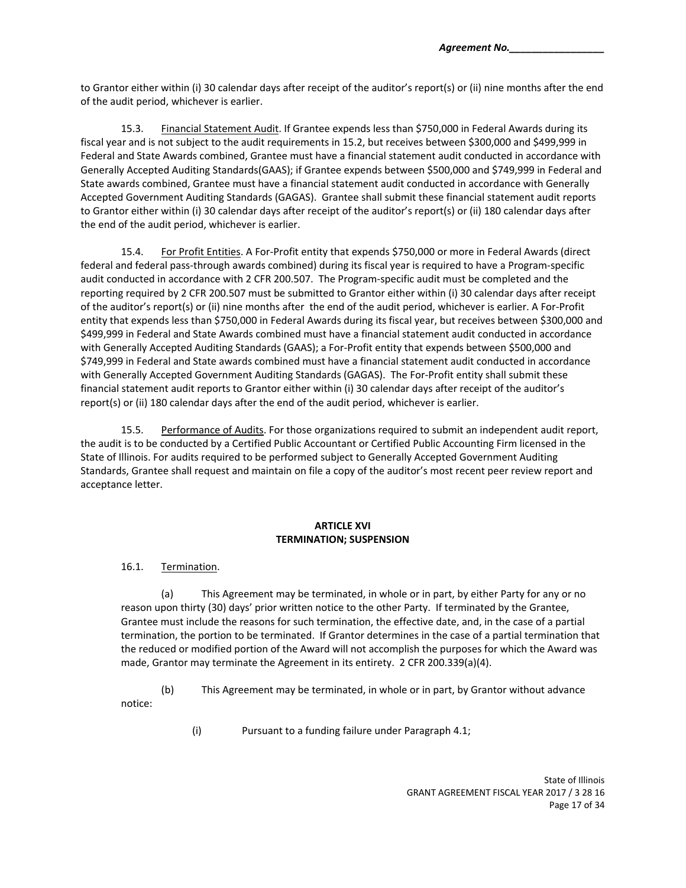to Grantor either within (i) 30 calendar days after receipt of the auditor's report(s) or (ii) nine months after the end of the audit period, whichever is earlier.

15.3. Financial Statement Audit. If Grantee expends less than $750,000 in Federal Awards during its fiscal year and is not subject to the audit requirements in 15.2, but receives between $300,000 and $499,999 in Federal and State Awards combined, Grantee must have a financial statement audit conducted in accordance with Generally Accepted Auditing Standards(GAAS); if Grantee expends between $500,000 and $749,999 in Federal and State awards combined, Grantee must have a financial statement audit conducted in accordance with Generally Accepted Government Auditing Standards (GAGAS). Grantee shall submit these financial statement audit reports to Grantor either within (i) 30 calendar days after receipt of the auditor's report(s) or (ii) 180 calendar days after the end of the audit period, whichever is earlier.

15.4. For Profit Entities. A For-Profit entity that expends $750,000 or more in Federal Awards (direct federal and federal pass-through awards combined) during its fiscal year is required to have a Program-specific audit conducted in accordance with 2 CFR 200.507. The Program-specific audit must be completed and the reporting required by 2 CFR 200.507 must be submitted to Grantor either within (i) 30 calendar days after receipt of the auditor's report(s) or (ii) nine months after the end of the audit period, whichever is earlier. A For-Profit entity that expends less than $750,000 in Federal Awards during its fiscal year, but receives between $300,000 and $499,999 in Federal and State Awards combined must have a financial statement audit conducted in accordance with Generally Accepted Auditing Standards (GAAS); a For-Profit entity that expends between $500,000 and $749,999 in Federal and State awards combined must have a financial statement audit conducted in accordance with Generally Accepted Government Auditing Standards (GAGAS). The For-Profit entity shall submit these financial statement audit reports to Grantor either within (i) 30 calendar days after receipt of the auditor's report(s) or (ii) 180 calendar days after the end of the audit period, whichever is earlier.

15.5. Performance of Audits. For those organizations required to submit an independent audit report, the audit is to be conducted by a Certified Public Accountant or Certified Public Accounting Firm licensed in the State of Illinois. For audits required to be performed subject to Generally Accepted Government Auditing Standards, Grantee shall request and maintain on file a copy of the auditor's most recent peer review report and acceptance letter.

## ARTICLE XVI
## TERMINATION; SUSPENSION

16.1. Termination.

(a) This Agreement may be terminated, in whole or in part, by either Party for any or no reason upon thirty (30) days' prior written notice to the other Party. If terminated by the Grantee, Grantee must include the reasons for such termination, the effective date, and, in the case of a partial termination, the portion to be terminated. If Grantor determines in the case of a partial termination that the reduced or modified portion of the Award will not accomplish the purposes for which the Award was made, Grantor may terminate the Agreement in its entirety. 2 CFR 200.339(a)(4).

(b) This Agreement may be terminated, in whole or in part, by Grantor without advance notice:

(i) Pursuant to a funding failure under Paragraph 4.1;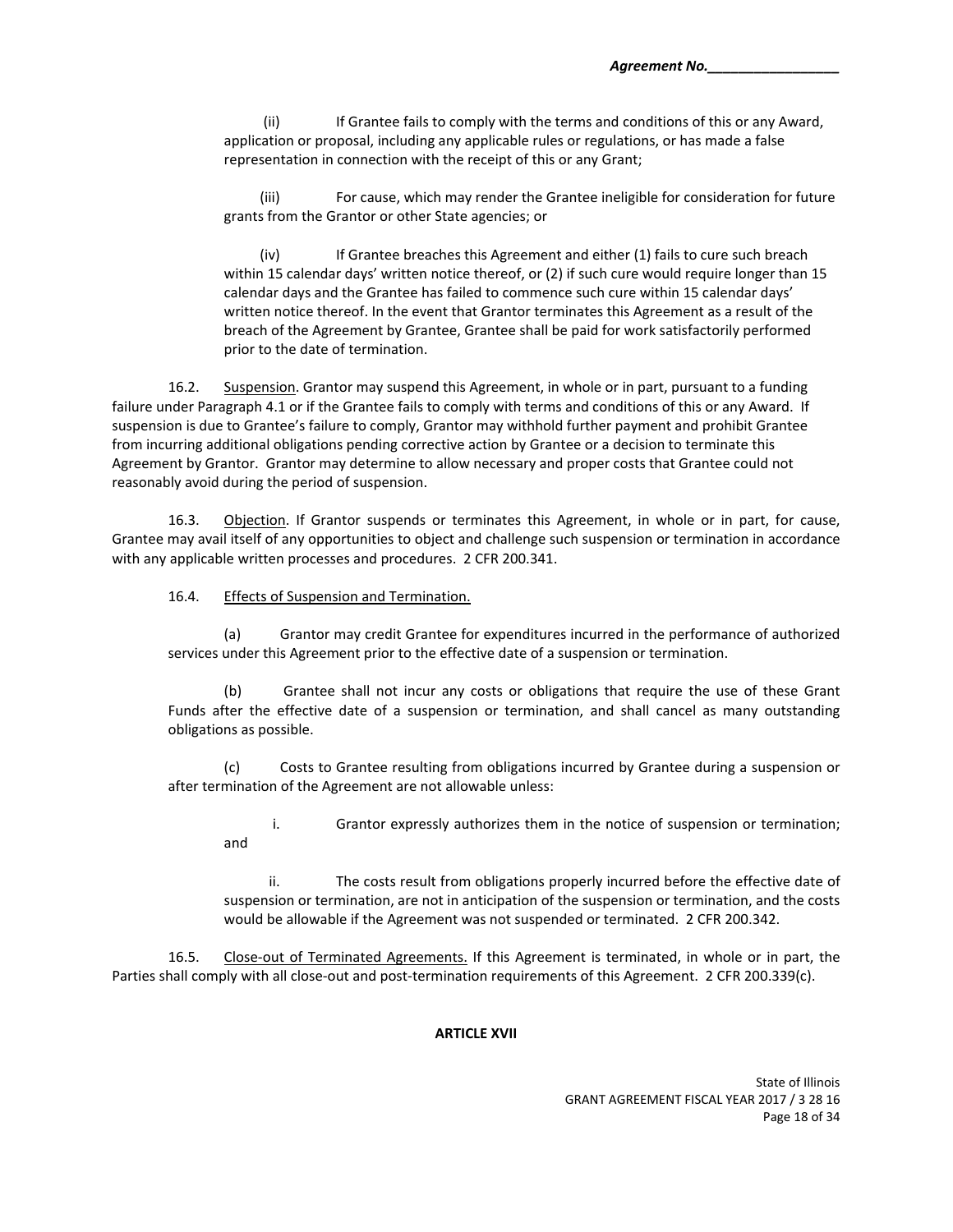(ii) If Grantee fails to comply with the terms and conditions of this or any Award, application or proposal, including any applicable rules or regulations, or has made a false representation in connection with the receipt of this or any Grant;

(iii) For cause, which may render the Grantee ineligible for consideration for future grants from the Grantor or other State agencies; or

(iv) If Grantee breaches this Agreement and either (1) fails to cure such breach within 15 calendar days' written notice thereof, or (2) if such cure would require longer than 15 calendar days and the Grantee has failed to commence such cure within 15 calendar days' written notice thereof. In the event that Grantor terminates this Agreement as a result of the breach of the Agreement by Grantee, Grantee shall be paid for work satisfactorily performed prior to the date of termination.

16.2. Suspension. Grantor may suspend this Agreement, in whole or in part, pursuant to a funding failure under Paragraph 4.1 or if the Grantee fails to comply with terms and conditions of this or any Award. If suspension is due to Grantee's failure to comply, Grantor may withhold further payment and prohibit Grantee from incurring additional obligations pending corrective action by Grantee or a decision to terminate this Agreement by Grantor. Grantor may determine to allow necessary and proper costs that Grantee could not reasonably avoid during the period of suspension.

16.3. Objection. If Grantor suspends or terminates this Agreement, in whole or in part, for cause, Grantee may avail itself of any opportunities to object and challenge such suspension or termination in accordance with any applicable written processes and procedures. 2 CFR 200.341.

16.4. Effects of Suspension and Termination.

(a) Grantor may credit Grantee for expenditures incurred in the performance of authorized services under this Agreement prior to the effective date of a suspension or termination.

(b) Grantee shall not incur any costs or obligations that require the use of these Grant Funds after the effective date of a suspension or termination, and shall cancel as many outstanding obligations as possible.

(c) Costs to Grantee resulting from obligations incurred by Grantee during a suspension or after termination of the Agreement are not allowable unless:

i. Grantor expressly authorizes them in the notice of suspension or termination; and

ii. The costs result from obligations properly incurred before the effective date of suspension or termination, are not in anticipation of the suspension or termination, and the costs would be allowable if the Agreement was not suspended or terminated. 2 CFR 200.342.

16.5. Close-out of Terminated Agreements. If this Agreement is terminated, in whole or in part, the Parties shall comply with all close-out and post-termination requirements of this Agreement. 2 CFR 200.339(c).

## ARTICLE XVII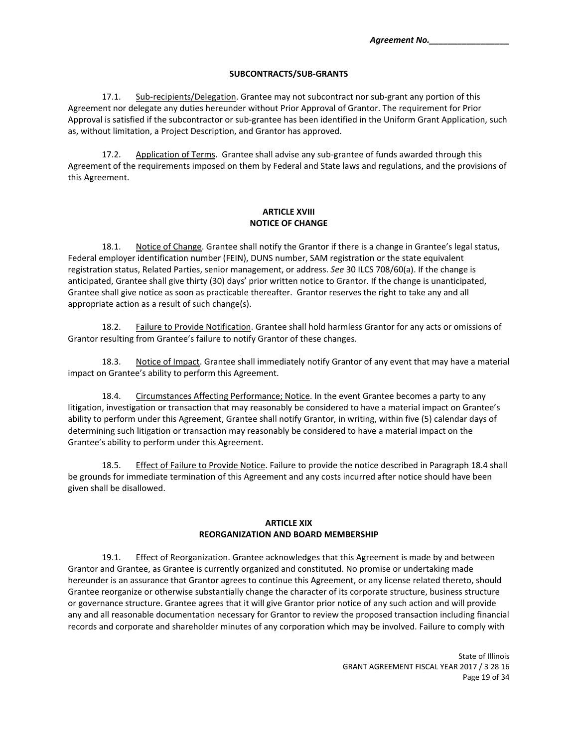**SUBCONTRACTS/SUB-GRANTS**

17.1. Sub-recipients/Delegation. Grantee may not subcontract nor sub-grant any portion of this Agreement nor delegate any duties hereunder without Prior Approval of Grantor. The requirement for Prior Approval is satisfied if the subcontractor or sub-grantee has been identified in the Uniform Grant Application, such as, without limitation, a Project Description, and Grantor has approved.

17.2. Application of Terms. Grantee shall advise any sub-grantee of funds awarded through this Agreement of the requirements imposed on them by Federal and State laws and regulations, and the provisions of this Agreement.

## ARTICLE XVIII
## NOTICE OF CHANGE

18.1. Notice of Change. Grantee shall notify the Grantor if there is a change in Grantee's legal status, Federal employer identification number (FEIN), DUNS number, SAM registration or the state equivalent registration status, Related Parties, senior management, or address. *See* 30 ILCS 708/60(a). If the change is anticipated, Grantee shall give thirty (30) days' prior written notice to Grantor. If the change is unanticipated, Grantee shall give notice as soon as practicable thereafter. Grantor reserves the right to take any and all appropriate action as a result of such change(s).

18.2. Failure to Provide Notification. Grantee shall hold harmless Grantor for any acts or omissions of Grantor resulting from Grantee's failure to notify Grantor of these changes.

18.3. Notice of Impact. Grantee shall immediately notify Grantor of any event that may have a material impact on Grantee's ability to perform this Agreement.

18.4. Circumstances Affecting Performance; Notice. In the event Grantee becomes a party to any litigation, investigation or transaction that may reasonably be considered to have a material impact on Grantee's ability to perform under this Agreement, Grantee shall notify Grantor, in writing, within five (5) calendar days of determining such litigation or transaction may reasonably be considered to have a material impact on the Grantee's ability to perform under this Agreement.

18.5. Effect of Failure to Provide Notice. Failure to provide the notice described in Paragraph 18.4 shall be grounds for immediate termination of this Agreement and any costs incurred after notice should have been given shall be disallowed.

## ARTICLE XIX
## REORGANIZATION AND BOARD MEMBERSHIP

19.1. Effect of Reorganization. Grantee acknowledges that this Agreement is made by and between Grantor and Grantee, as Grantee is currently organized and constituted. No promise or undertaking made hereunder is an assurance that Grantor agrees to continue this Agreement, or any license related thereto, should Grantee reorganize or otherwise substantially change the character of its corporate structure, business structure or governance structure. Grantee agrees that it will give Grantor prior notice of any such action and will provide any and all reasonable documentation necessary for Grantor to review the proposed transaction including financial records and corporate and shareholder minutes of any corporation which may be involved. Failure to comply with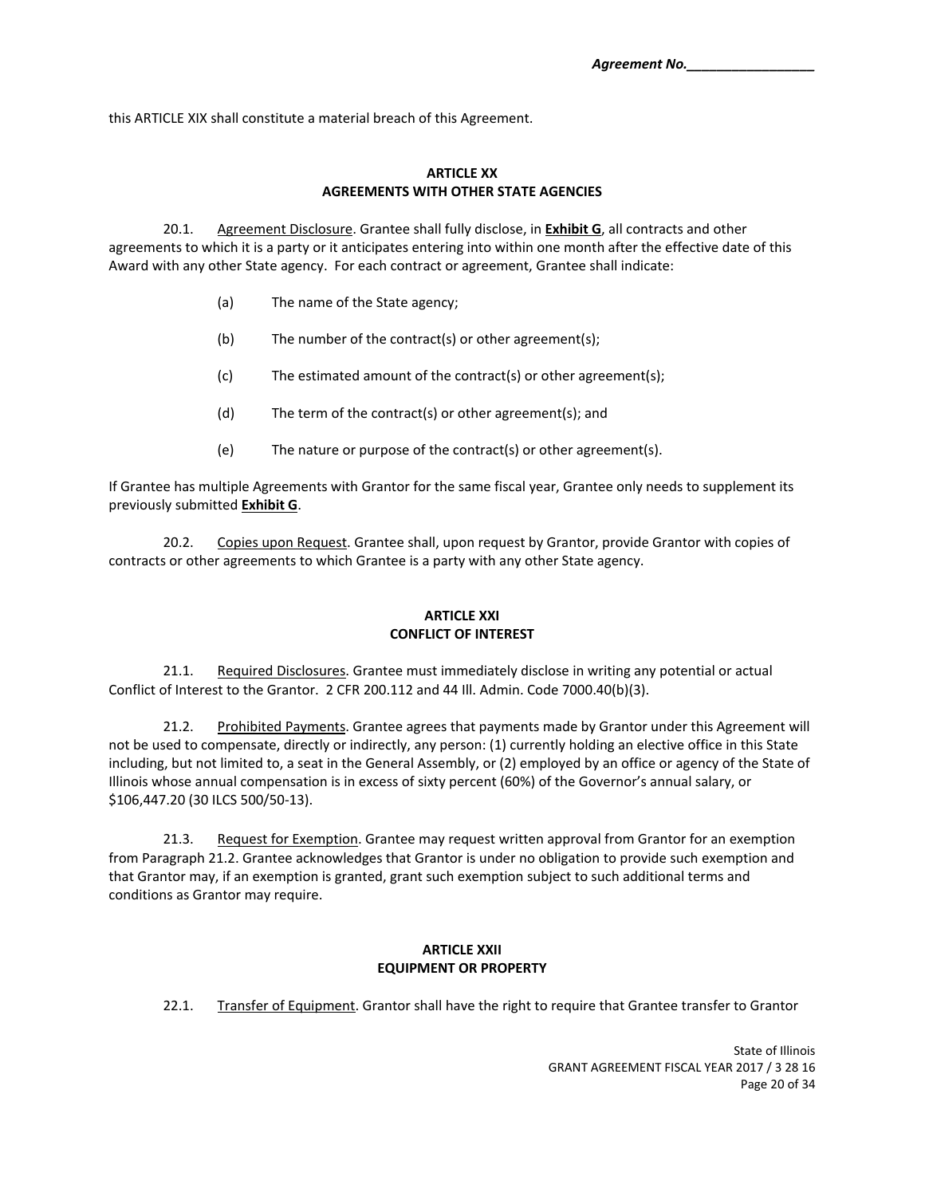this ARTICLE XIX shall constitute a material breach of this Agreement.

## ARTICLE XX
## AGREEMENTS WITH OTHER STATE AGENCIES

20.1. Agreement Disclosure. Grantee shall fully disclose, in **Exhibit G**, all contracts and other agreements to which it is a party or it anticipates entering into within one month after the effective date of this Award with any other State agency. For each contract or agreement, Grantee shall indicate:

(a) The name of the State agency;

(b) The number of the contract(s) or other agreement(s);

(c) The estimated amount of the contract(s) or other agreement(s);

(d) The term of the contract(s) or other agreement(s); and

(e) The nature or purpose of the contract(s) or other agreement(s).

If Grantee has multiple Agreements with Grantor for the same fiscal year, Grantee only needs to supplement its previously submitted **Exhibit G**.

20.2. Copies upon Request. Grantee shall, upon request by Grantor, provide Grantor with copies of contracts or other agreements to which Grantee is a party with any other State agency.

## ARTICLE XXI
## CONFLICT OF INTEREST

21.1. Required Disclosures. Grantee must immediately disclose in writing any potential or actual Conflict of Interest to the Grantor. 2 CFR 200.112 and 44 Ill. Admin. Code 7000.40(b)(3).

21.2. Prohibited Payments. Grantee agrees that payments made by Grantor under this Agreement will not be used to compensate, directly or indirectly, any person: (1) currently holding an elective office in this State including, but not limited to, a seat in the General Assembly, or (2) employed by an office or agency of the State of Illinois whose annual compensation is in excess of sixty percent (60%) of the Governor's annual salary, or $106,447.20 (30 ILCS 500/50-13).

21.3. Request for Exemption. Grantee may request written approval from Grantor for an exemption from Paragraph 21.2. Grantee acknowledges that Grantor is under no obligation to provide such exemption and that Grantor may, if an exemption is granted, grant such exemption subject to such additional terms and conditions as Grantor may require.

## ARTICLE XXII
## EQUIPMENT OR PROPERTY

22.1. Transfer of Equipment. Grantor shall have the right to require that Grantee transfer to Grantor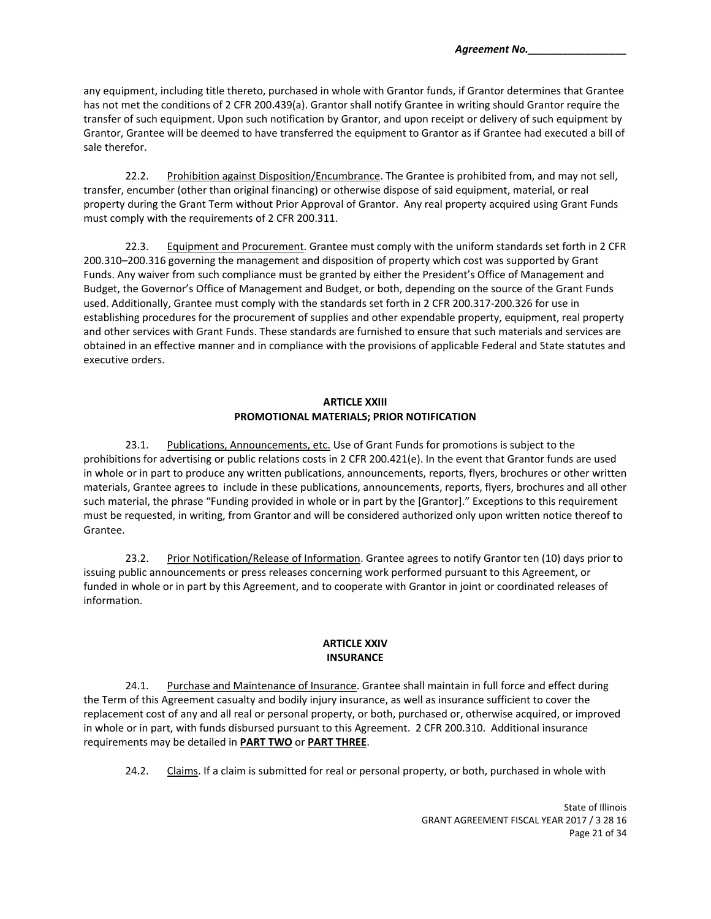any equipment, including title thereto, purchased in whole with Grantor funds, if Grantor determines that Grantee has not met the conditions of 2 CFR 200.439(a). Grantor shall notify Grantee in writing should Grantor require the transfer of such equipment. Upon such notification by Grantor, and upon receipt or delivery of such equipment by Grantor, Grantee will be deemed to have transferred the equipment to Grantor as if Grantee had executed a bill of sale therefor.

22.2. Prohibition against Disposition/Encumbrance. The Grantee is prohibited from, and may not sell, transfer, encumber (other than original financing) or otherwise dispose of said equipment, material, or real property during the Grant Term without Prior Approval of Grantor. Any real property acquired using Grant Funds must comply with the requirements of 2 CFR 200.311.

22.3. Equipment and Procurement. Grantee must comply with the uniform standards set forth in 2 CFR 200.310–200.316 governing the management and disposition of property which cost was supported by Grant Funds. Any waiver from such compliance must be granted by either the President's Office of Management and Budget, the Governor's Office of Management and Budget, or both, depending on the source of the Grant Funds used. Additionally, Grantee must comply with the standards set forth in 2 CFR 200.317-200.326 for use in establishing procedures for the procurement of supplies and other expendable property, equipment, real property and other services with Grant Funds. These standards are furnished to ensure that such materials and services are obtained in an effective manner and in compliance with the provisions of applicable Federal and State statutes and executive orders.

## ARTICLE XXIII
## PROMOTIONAL MATERIALS; PRIOR NOTIFICATION

23.1. Publications, Announcements, etc. Use of Grant Funds for promotions is subject to the prohibitions for advertising or public relations costs in 2 CFR 200.421(e). In the event that Grantor funds are used in whole or in part to produce any written publications, announcements, reports, flyers, brochures or other written materials, Grantee agrees to include in these publications, announcements, reports, flyers, brochures and all other such material, the phrase "Funding provided in whole or in part by the [Grantor]." Exceptions to this requirement must be requested, in writing, from Grantor and will be considered authorized only upon written notice thereof to Grantee.

23.2. Prior Notification/Release of Information. Grantee agrees to notify Grantor ten (10) days prior to issuing public announcements or press releases concerning work performed pursuant to this Agreement, or funded in whole or in part by this Agreement, and to cooperate with Grantor in joint or coordinated releases of information.

## ARTICLE XXIV
## INSURANCE

24.1. Purchase and Maintenance of Insurance. Grantee shall maintain in full force and effect during the Term of this Agreement casualty and bodily injury insurance, as well as insurance sufficient to cover the replacement cost of any and all real or personal property, or both, purchased or, otherwise acquired, or improved in whole or in part, with funds disbursed pursuant to this Agreement. 2 CFR 200.310. Additional insurance requirements may be detailed in **PART TWO** or **PART THREE**.

24.2. Claims. If a claim is submitted for real or personal property, or both, purchased in whole with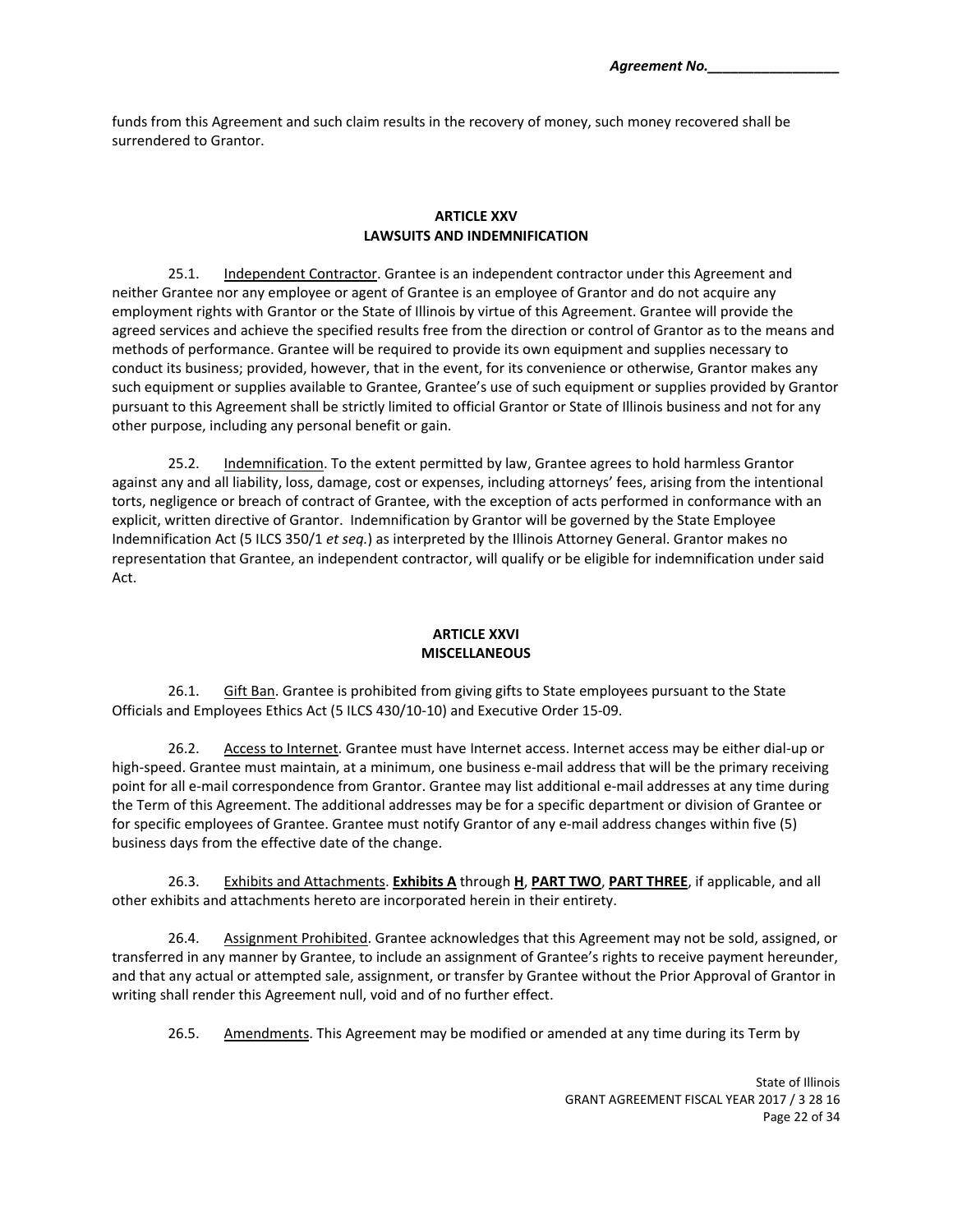funds from this Agreement and such claim results in the recovery of money, such money recovered shall be surrendered to Grantor.

## ARTICLE XXV
## LAWSUITS AND INDEMNIFICATION

25.1. Independent Contractor. Grantee is an independent contractor under this Agreement and neither Grantee nor any employee or agent of Grantee is an employee of Grantor and do not acquire any employment rights with Grantor or the State of Illinois by virtue of this Agreement. Grantee will provide the agreed services and achieve the specified results free from the direction or control of Grantor as to the means and methods of performance. Grantee will be required to provide its own equipment and supplies necessary to conduct its business; provided, however, that in the event, for its convenience or otherwise, Grantor makes any such equipment or supplies available to Grantee, Grantee's use of such equipment or supplies provided by Grantor pursuant to this Agreement shall be strictly limited to official Grantor or State of Illinois business and not for any other purpose, including any personal benefit or gain.

25.2. Indemnification. To the extent permitted by law, Grantee agrees to hold harmless Grantor against any and all liability, loss, damage, cost or expenses, including attorneys' fees, arising from the intentional torts, negligence or breach of contract of Grantee, with the exception of acts performed in conformance with an explicit, written directive of Grantor. Indemnification by Grantor will be governed by the State Employee Indemnification Act (5 ILCS 350/1 *et seq.*) as interpreted by the Illinois Attorney General. Grantor makes no representation that Grantee, an independent contractor, will qualify or be eligible for indemnification under said Act.

## ARTICLE XXVI
## MISCELLANEOUS

26.1. Gift Ban. Grantee is prohibited from giving gifts to State employees pursuant to the State Officials and Employees Ethics Act (5 ILCS 430/10-10) and Executive Order 15-09.

26.2. Access to Internet. Grantee must have Internet access. Internet access may be either dial-up or high-speed. Grantee must maintain, at a minimum, one business e-mail address that will be the primary receiving point for all e-mail correspondence from Grantor. Grantee may list additional e-mail addresses at any time during the Term of this Agreement. The additional addresses may be for a specific department or division of Grantee or for specific employees of Grantee. Grantee must notify Grantor of any e-mail address changes within five (5) business days from the effective date of the change.

26.3. Exhibits and Attachments. **Exhibits A** through **H**, **PART TWO**, **PART THREE**, if applicable, and all other exhibits and attachments hereto are incorporated herein in their entirety.

26.4. Assignment Prohibited. Grantee acknowledges that this Agreement may not be sold, assigned, or transferred in any manner by Grantee, to include an assignment of Grantee's rights to receive payment hereunder, and that any actual or attempted sale, assignment, or transfer by Grantee without the Prior Approval of Grantor in writing shall render this Agreement null, void and of no further effect.

26.5. Amendments. This Agreement may be modified or amended at any time during its Term by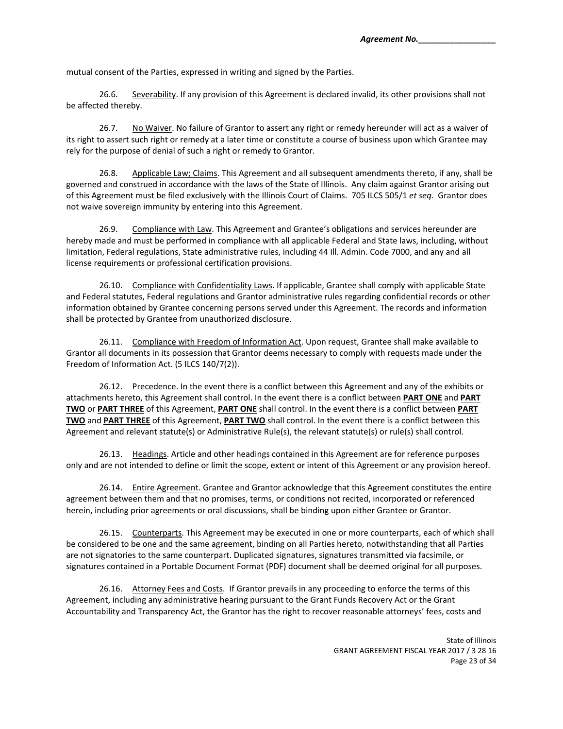mutual consent of the Parties, expressed in writing and signed by the Parties.

26.6. Severability. If any provision of this Agreement is declared invalid, its other provisions shall not be affected thereby.

26.7. No Waiver. No failure of Grantor to assert any right or remedy hereunder will act as a waiver of its right to assert such right or remedy at a later time or constitute a course of business upon which Grantee may rely for the purpose of denial of such a right or remedy to Grantor.

26.8. Applicable Law; Claims. This Agreement and all subsequent amendments thereto, if any, shall be governed and construed in accordance with the laws of the State of Illinois. Any claim against Grantor arising out of this Agreement must be filed exclusively with the Illinois Court of Claims. 705 ILCS 505/1 *et seq.* Grantor does not waive sovereign immunity by entering into this Agreement.

26.9. Compliance with Law. This Agreement and Grantee's obligations and services hereunder are hereby made and must be performed in compliance with all applicable Federal and State laws, including, without limitation, Federal regulations, State administrative rules, including 44 Ill. Admin. Code 7000, and any and all license requirements or professional certification provisions.

26.10. Compliance with Confidentiality Laws. If applicable, Grantee shall comply with applicable State and Federal statutes, Federal regulations and Grantor administrative rules regarding confidential records or other information obtained by Grantee concerning persons served under this Agreement. The records and information shall be protected by Grantee from unauthorized disclosure.

26.11. Compliance with Freedom of Information Act. Upon request, Grantee shall make available to Grantor all documents in its possession that Grantor deems necessary to comply with requests made under the Freedom of Information Act. (5 ILCS 140/7(2)).

26.12. Precedence. In the event there is a conflict between this Agreement and any of the exhibits or attachments hereto, this Agreement shall control. In the event there is a conflict between **PART ONE** and **PART TWO** or **PART THREE** of this Agreement, **PART ONE** shall control. In the event there is a conflict between **PART TWO** and **PART THREE** of this Agreement, **PART TWO** shall control. In the event there is a conflict between this Agreement and relevant statute(s) or Administrative Rule(s), the relevant statute(s) or rule(s) shall control.

26.13. Headings. Article and other headings contained in this Agreement are for reference purposes only and are not intended to define or limit the scope, extent or intent of this Agreement or any provision hereof.

26.14. Entire Agreement. Grantee and Grantor acknowledge that this Agreement constitutes the entire agreement between them and that no promises, terms, or conditions not recited, incorporated or referenced herein, including prior agreements or oral discussions, shall be binding upon either Grantee or Grantor.

26.15. Counterparts. This Agreement may be executed in one or more counterparts, each of which shall be considered to be one and the same agreement, binding on all Parties hereto, notwithstanding that all Parties are not signatories to the same counterpart. Duplicated signatures, signatures transmitted via facsimile, or signatures contained in a Portable Document Format (PDF) document shall be deemed original for all purposes.

26.16. Attorney Fees and Costs. If Grantor prevails in any proceeding to enforce the terms of this Agreement, including any administrative hearing pursuant to the Grant Funds Recovery Act or the Grant Accountability and Transparency Act, the Grantor has the right to recover reasonable attorneys' fees, costs and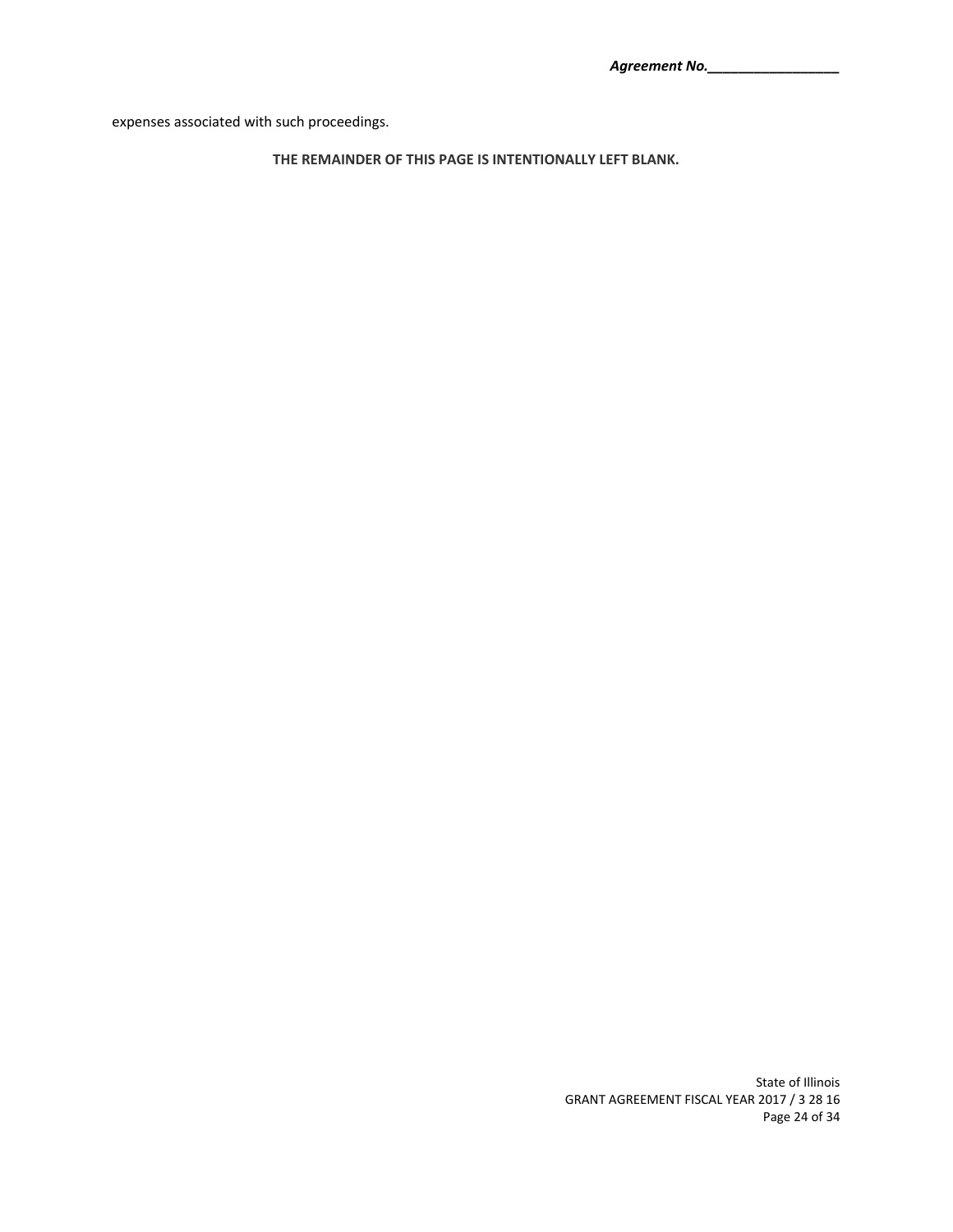expenses associated with such proceedings.

**THE REMAINDER OF THIS PAGE IS INTENTIONALLY LEFT BLANK.**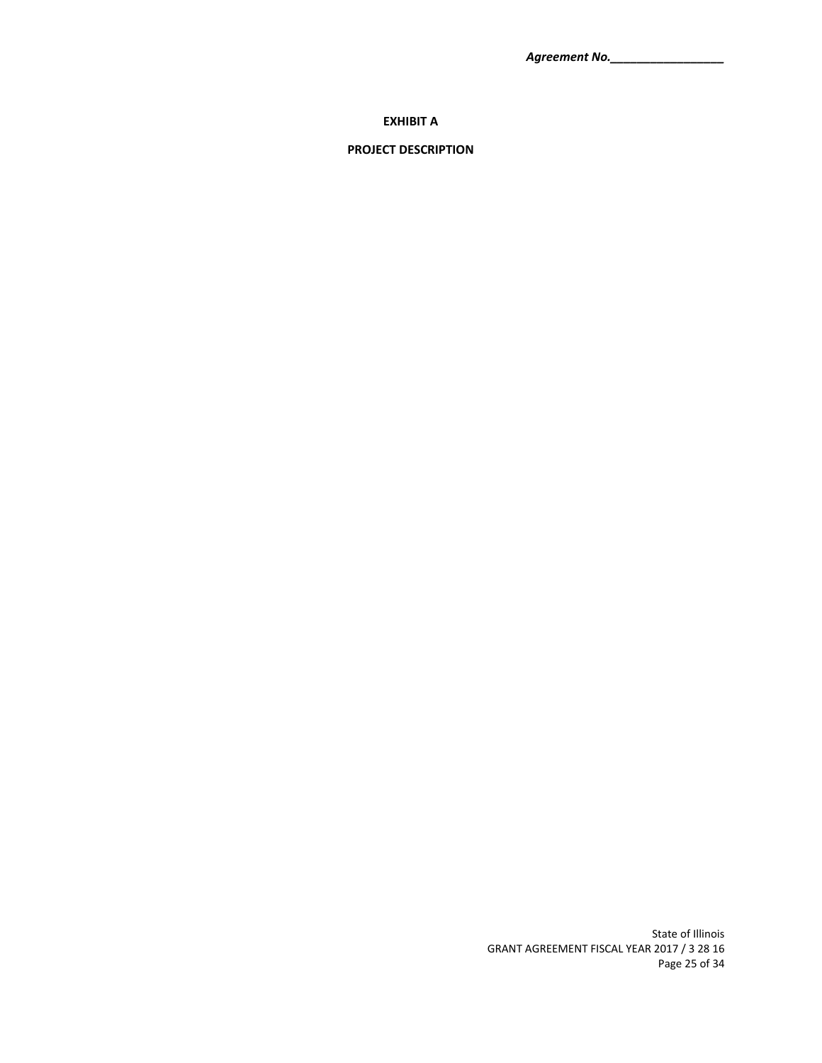***Agreement No.________________***

**EXHIBIT A**

**PROJECT DESCRIPTION**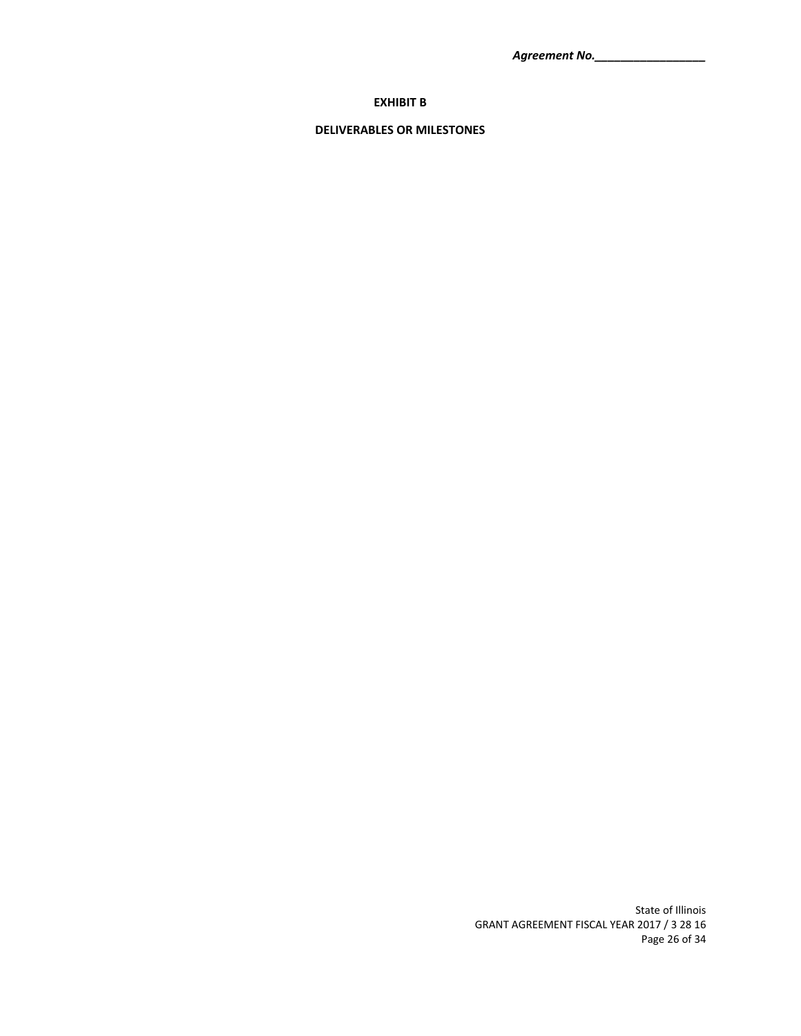***Agreement No.\_\_\_\_\_\_\_\_\_\_\_\_\_\_\_\_\_***

**EXHIBIT B**

**DELIVERABLES OR MILESTONES**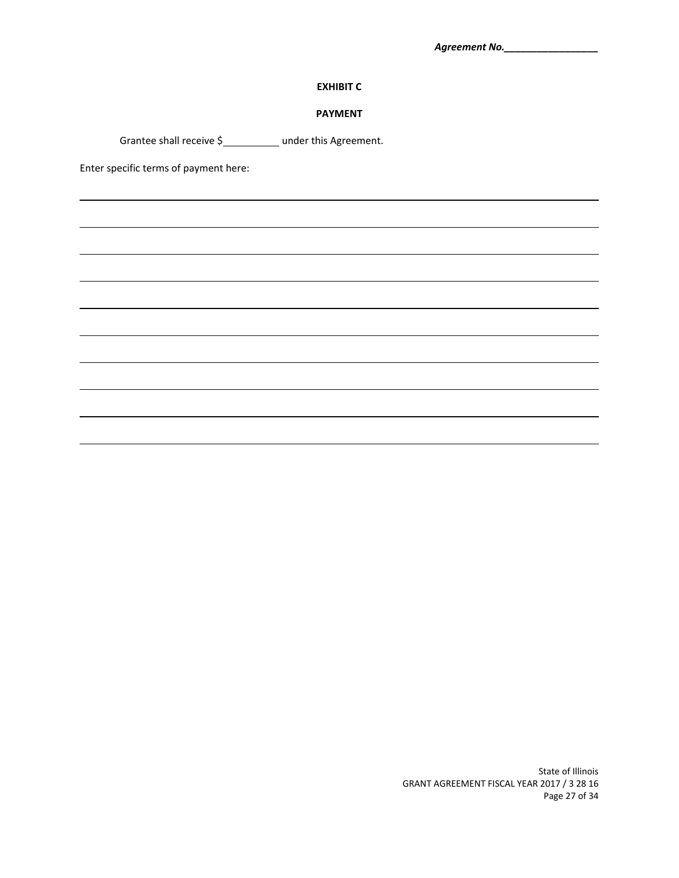*Agreement No.\_\_\_\_\_\_\_\_\_\_\_\_\_\_\_\_\_*

**EXHIBIT C**

**PAYMENT**

Grantee shall receive $\_\_\_\_\_\_\_\_\_\_ under this Agreement.

Enter specific terms of payment here:

\_\_\_\_\_\_\_\_\_\_\_\_\_\_\_\_\_\_\_\_\_\_\_\_\_\_\_\_\_\_\_\_\_\_\_\_\_\_\_\_\_\_\_\_\_\_\_\_\_\_\_\_\_\_\_\_\_\_\_\_\_\_\_\_\_\_\_\_\_\_\_\_

\_\_\_\_\_\_\_\_\_\_\_\_\_\_\_\_\_\_\_\_\_\_\_\_\_\_\_\_\_\_\_\_\_\_\_\_\_\_\_\_\_\_\_\_\_\_\_\_\_\_\_\_\_\_\_\_\_\_\_\_\_\_\_\_\_\_\_\_\_\_\_\_

\_\_\_\_\_\_\_\_\_\_\_\_\_\_\_\_\_\_\_\_\_\_\_\_\_\_\_\_\_\_\_\_\_\_\_\_\_\_\_\_\_\_\_\_\_\_\_\_\_\_\_\_\_\_\_\_\_\_\_\_\_\_\_\_\_\_\_\_\_\_\_\_

\_\_\_\_\_\_\_\_\_\_\_\_\_\_\_\_\_\_\_\_\_\_\_\_\_\_\_\_\_\_\_\_\_\_\_\_\_\_\_\_\_\_\_\_\_\_\_\_\_\_\_\_\_\_\_\_\_\_\_\_\_\_\_\_\_\_\_\_\_\_\_\_

\_\_\_\_\_\_\_\_\_\_\_\_\_\_\_\_\_\_\_\_\_\_\_\_\_\_\_\_\_\_\_\_\_\_\_\_\_\_\_\_\_\_\_\_\_\_\_\_\_\_\_\_\_\_\_\_\_\_\_\_\_\_\_\_\_\_\_\_\_\_\_\_

\_\_\_\_\_\_\_\_\_\_\_\_\_\_\_\_\_\_\_\_\_\_\_\_\_\_\_\_\_\_\_\_\_\_\_\_\_\_\_\_\_\_\_\_\_\_\_\_\_\_\_\_\_\_\_\_\_\_\_\_\_\_\_\_\_\_\_\_\_\_\_\_

\_\_\_\_\_\_\_\_\_\_\_\_\_\_\_\_\_\_\_\_\_\_\_\_\_\_\_\_\_\_\_\_\_\_\_\_\_\_\_\_\_\_\_\_\_\_\_\_\_\_\_\_\_\_\_\_\_\_\_\_\_\_\_\_\_\_\_\_\_\_\_\_

\_\_\_\_\_\_\_\_\_\_\_\_\_\_\_\_\_\_\_\_\_\_\_\_\_\_\_\_\_\_\_\_\_\_\_\_\_\_\_\_\_\_\_\_\_\_\_\_\_\_\_\_\_\_\_\_\_\_\_\_\_\_\_\_\_\_\_\_\_\_\_\_

\_\_\_\_\_\_\_\_\_\_\_\_\_\_\_\_\_\_\_\_\_\_\_\_\_\_\_\_\_\_\_\_\_\_\_\_\_\_\_\_\_\_\_\_\_\_\_\_\_\_\_\_\_\_\_\_\_\_\_\_\_\_\_\_\_\_\_\_\_\_\_\_

\_\_\_\_\_\_\_\_\_\_\_\_\_\_\_\_\_\_\_\_\_\_\_\_\_\_\_\_\_\_\_\_\_\_\_\_\_\_\_\_\_\_\_\_\_\_\_\_\_\_\_\_\_\_\_\_\_\_\_\_\_\_\_\_\_\_\_\_\_\_\_\_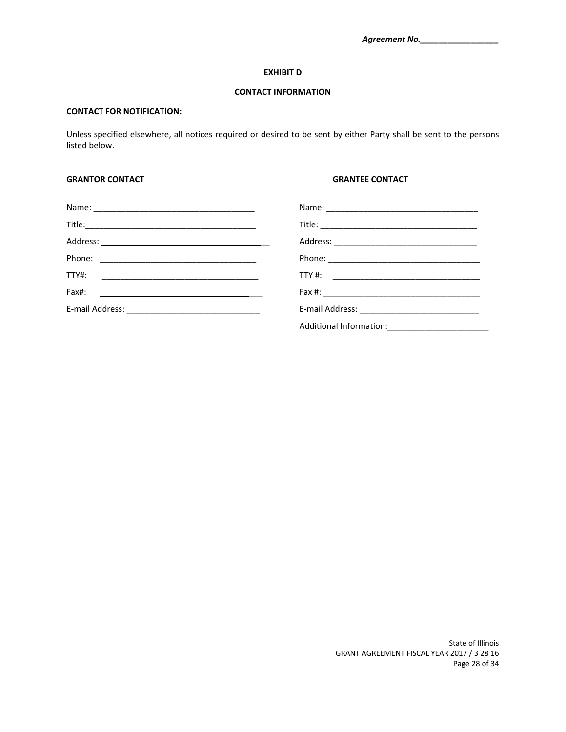*Agreement No.\_\_\_\_\_\_\_\_\_\_\_\_\_\_\_\_\_*

**EXHIBIT D**

**CONTACT INFORMATION**

**CONTACT FOR NOTIFICATION:**

Unless specified elsewhere, all notices required or desired to be sent by either Party shall be sent to the persons listed below.

| **GRANTOR CONTACT** | **GRANTEE CONTACT** |
|---|---|
| Name: \_\_\_\_\_\_\_\_\_\_\_\_\_\_\_\_\_\_\_\_\_\_\_\_\_\_\_\_\_\_\_\_\_\_\_ | Name: \_\_\_\_\_\_\_\_\_\_\_\_\_\_\_\_\_\_\_\_\_\_\_\_\_\_\_\_\_\_\_\_\_ |
| Title:\_\_\_\_\_\_\_\_\_\_\_\_\_\_\_\_\_\_\_\_\_\_\_\_\_\_\_\_\_\_\_\_\_\_\_\_\_\_ | Title: \_\_\_\_\_\_\_\_\_\_\_\_\_\_\_\_\_\_\_\_\_\_\_\_\_\_\_\_\_\_\_\_\_\_\_ |
| Address: \_\_\_\_\_\_\_\_\_\_\_\_\_\_\_\_\_\_\_\_\_\_\_\_\_\_\_\_\_\_\_\_\_\_\_\_ | Address: \_\_\_\_\_\_\_\_\_\_\_\_\_\_\_\_\_\_\_\_\_\_\_\_\_\_\_\_\_\_\_ |
| Phone: \_\_\_\_\_\_\_\_\_\_\_\_\_\_\_\_\_\_\_\_\_\_\_\_\_\_\_\_\_\_\_\_\_\_ | Phone: \_\_\_\_\_\_\_\_\_\_\_\_\_\_\_\_\_\_\_\_\_\_\_\_\_\_\_\_\_\_\_\_\_\_ |
| TTY#: \_\_\_\_\_\_\_\_\_\_\_\_\_\_\_\_\_\_\_\_\_\_\_\_\_\_\_\_\_\_\_\_\_\_ | TTY #: \_\_\_\_\_\_\_\_\_\_\_\_\_\_\_\_\_\_\_\_\_\_\_\_\_\_\_\_\_\_\_\_ |
| Fax#: \_\_\_\_\_\_\_\_\_\_\_\_\_\_\_\_\_\_\_\_\_\_\_\_\_\_\_\_\_\_\_\_\_\_ | Fax #: \_\_\_\_\_\_\_\_\_\_\_\_\_\_\_\_\_\_\_\_\_\_\_\_\_\_\_\_\_\_\_\_\_\_\_ |
| E-mail Address: \_\_\_\_\_\_\_\_\_\_\_\_\_\_\_\_\_\_\_\_\_\_\_\_\_\_\_\_\_ | E-mail Address: \_\_\_\_\_\_\_\_\_\_\_\_\_\_\_\_\_\_\_\_\_\_\_\_\_\_ |
| | Additional Information:\_\_\_\_\_\_\_\_\_\_\_\_\_\_\_\_\_\_\_\_\_\_ |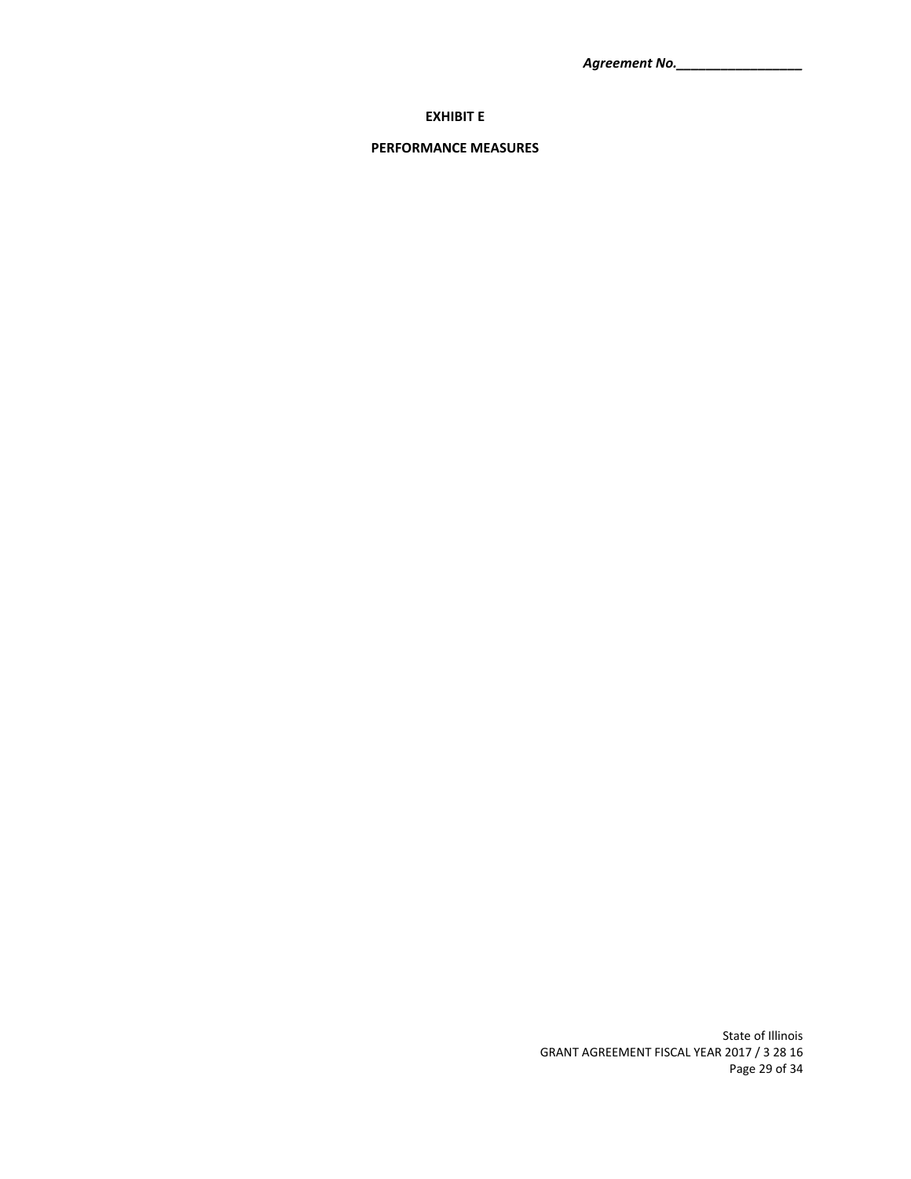***Agreement No.\_\_\_\_\_\_\_\_\_\_\_\_\_\_\_\_\_***

**EXHIBIT E**

**PERFORMANCE MEASURES**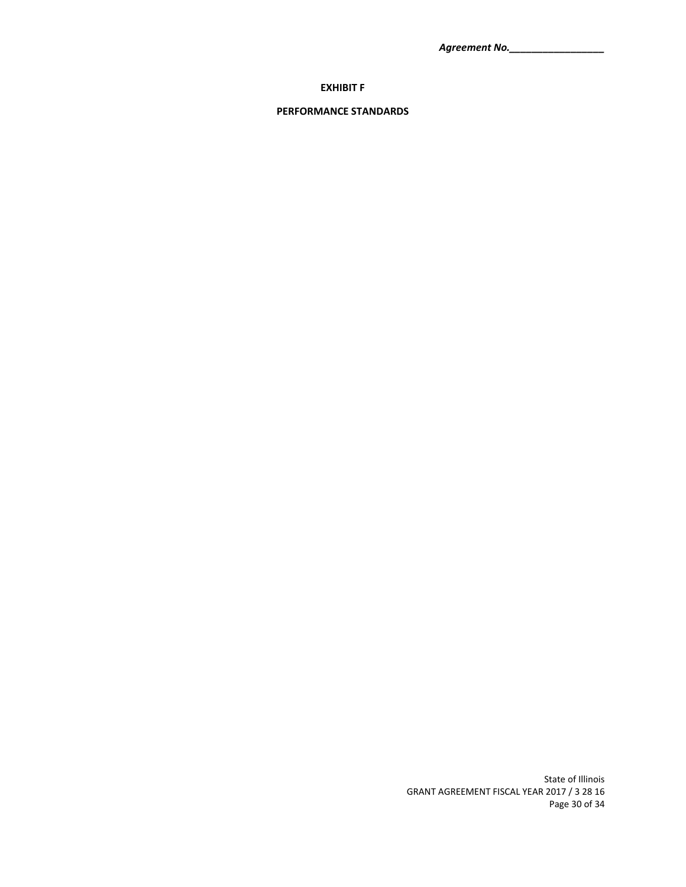***Agreement No.\_\_\_\_\_\_\_\_\_\_\_\_\_\_\_\_\_***

**EXHIBIT F**

**PERFORMANCE STANDARDS**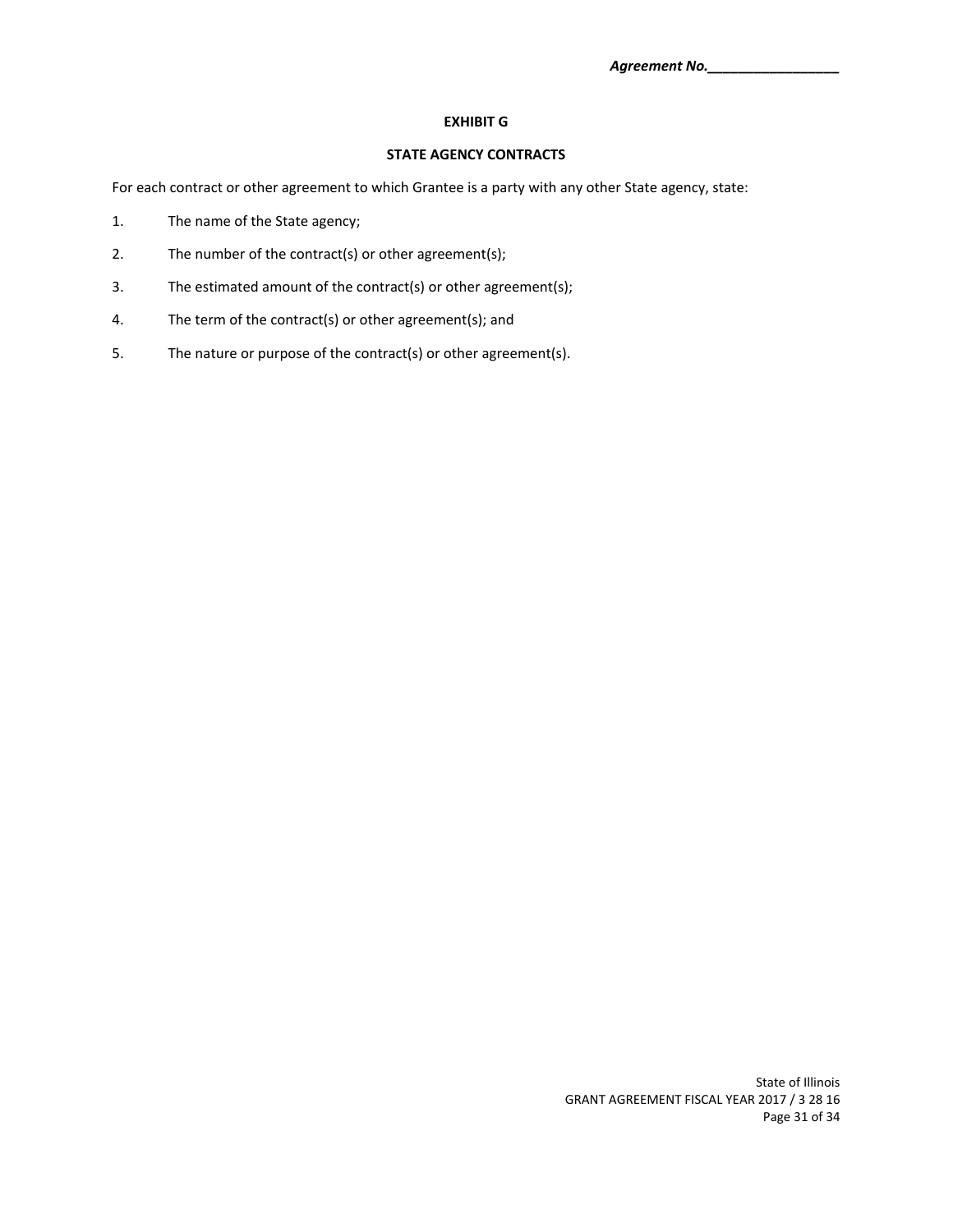***Agreement No.\_\_\_\_\_\_\_\_\_\_\_\_\_\_\_\_\_***

**EXHIBIT G**

**STATE AGENCY CONTRACTS**

For each contract or other agreement to which Grantee is a party with any other State agency, state:

1. The name of the State agency;
2. The number of the contract(s) or other agreement(s);
3. The estimated amount of the contract(s) or other agreement(s);
4. The term of the contract(s) or other agreement(s); and
5. The nature or purpose of the contract(s) or other agreement(s).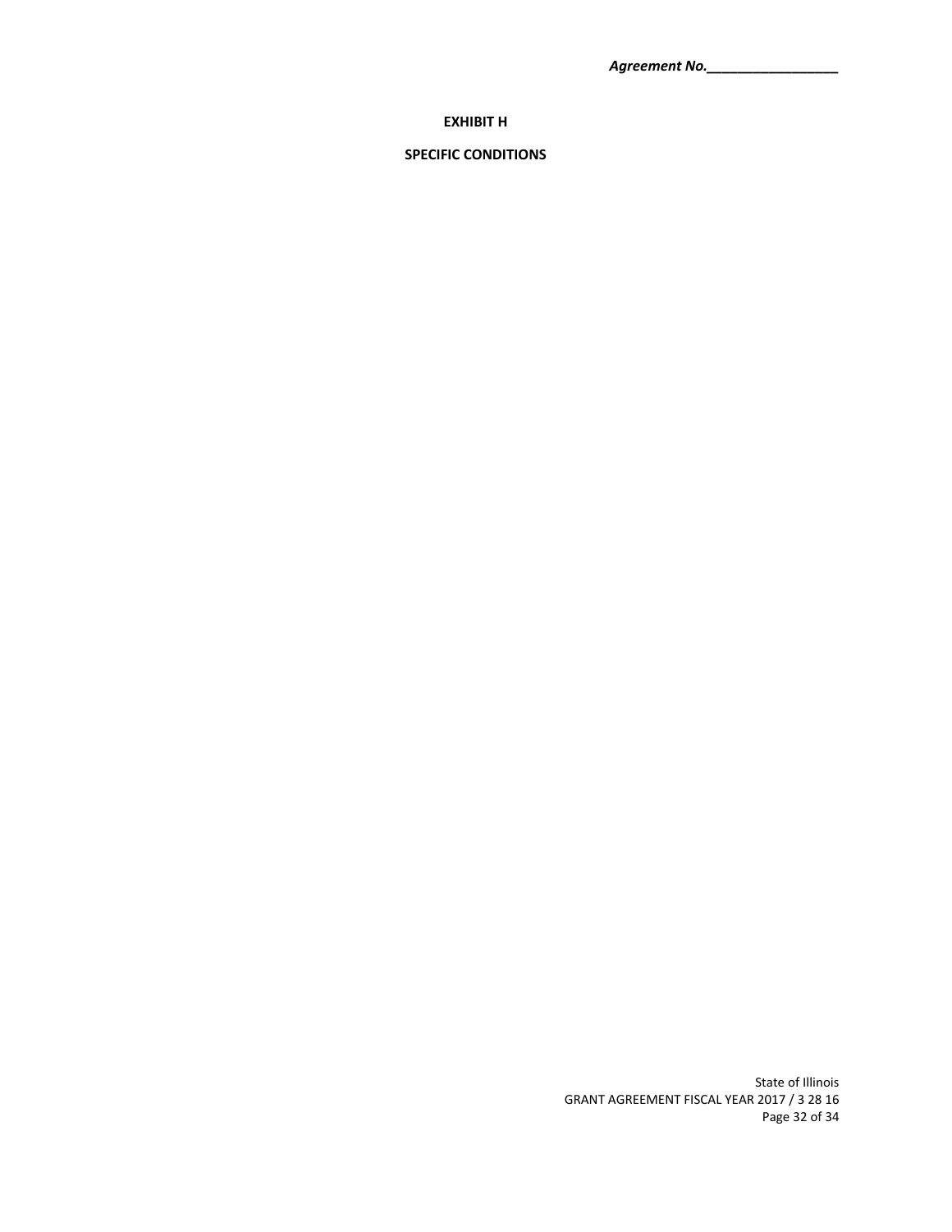***Agreement No.________________***

**EXHIBIT H**

**SPECIFIC CONDITIONS**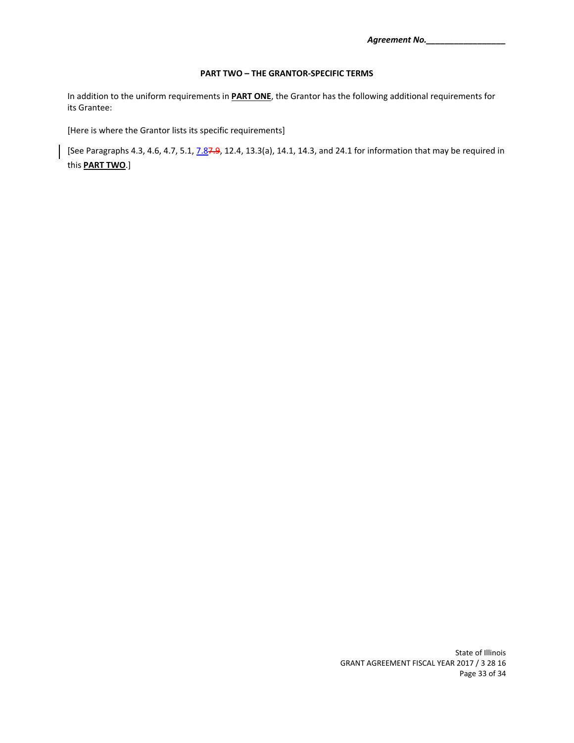**PART TWO – THE GRANTOR-SPECIFIC TERMS**

In addition to the uniform requirements in **PART ONE**, the Grantor has the following additional requirements for its Grantee:

[Here is where the Grantor lists its specific requirements]

[See Paragraphs 4.3, 4.6, 4.7, 5.1, 7.8~~7.9~~, 12.4, 13.3(a), 14.1, 14.3, and 24.1 for information that may be required in this **PART TWO**.]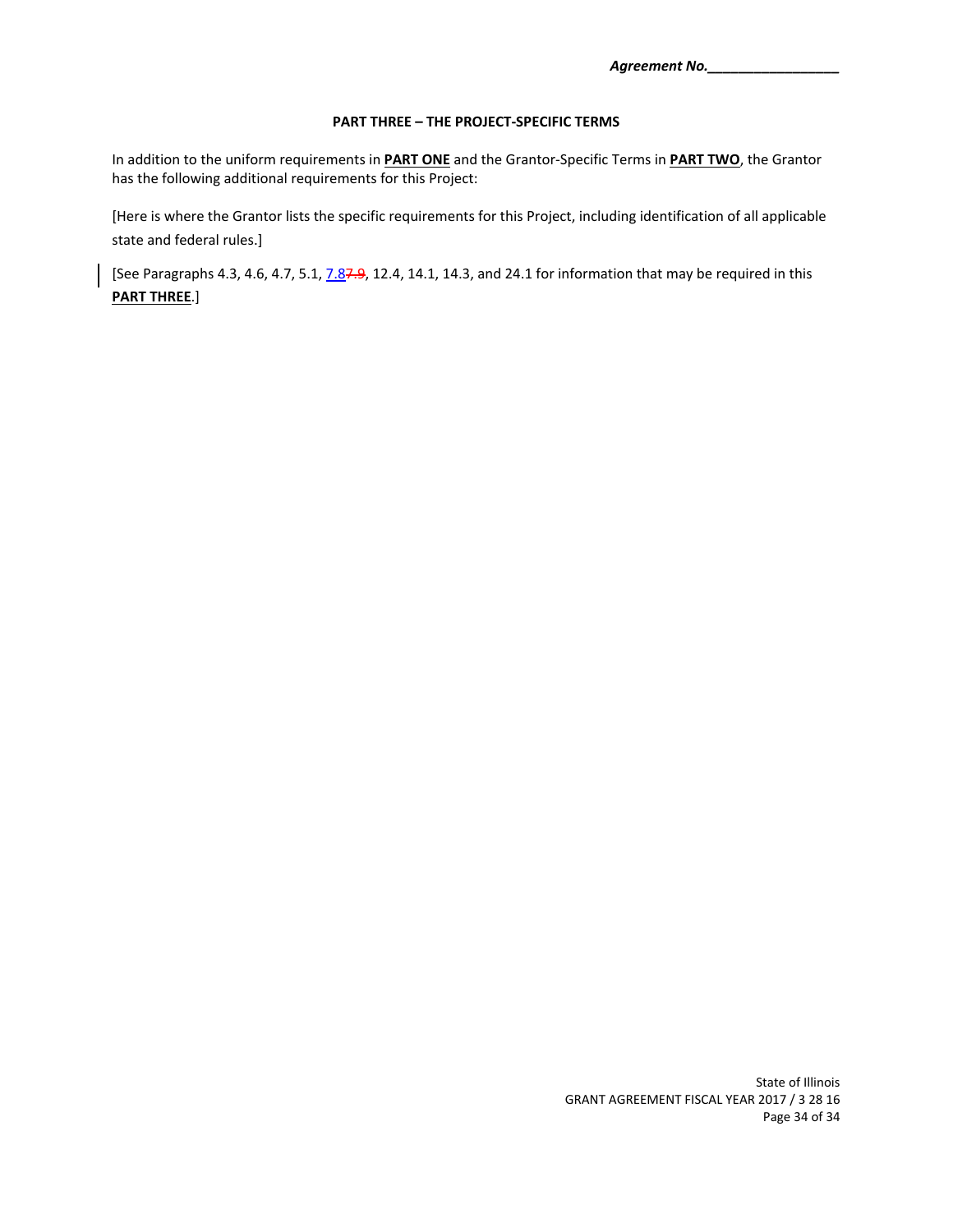**PART THREE – THE PROJECT-SPECIFIC TERMS**

In addition to the uniform requirements in **PART ONE** and the Grantor-Specific Terms in **PART TWO**, the Grantor has the following additional requirements for this Project:

[Here is where the Grantor lists the specific requirements for this Project, including identification of all applicable state and federal rules.]

[See Paragraphs 4.3, 4.6, 4.7, 5.1, 7.8~~7.9~~, 12.4, 14.1, 14.3, and 24.1 for information that may be required in this **PART THREE**.]